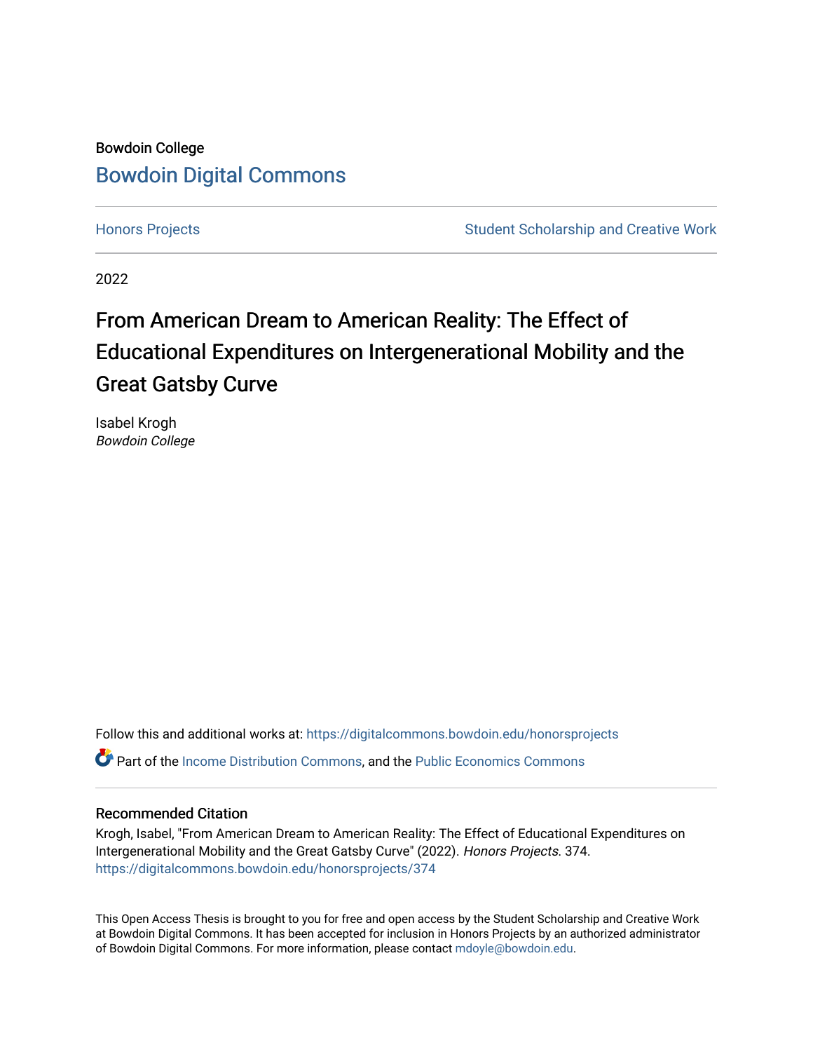Bowdoin College

# Bowdoin Digital Commons

Honors Projects | Student Scholarship and Creative Work

2022

# From American Dream to American Reality: The Effect of Educational Expenditures on Intergenerational Mobility and the Great Gatsby Curve

Isabel Krogh
*Bowdoin College*

Follow this and additional works at: https://digitalcommons.bowdoin.edu/honorsprojects

Part of the Income Distribution Commons, and the Public Economics Commons

## Recommended Citation

Krogh, Isabel, "From American Dream to American Reality: The Effect of Educational Expenditures on Intergenerational Mobility and the Great Gatsby Curve" (2022). *Honors Projects*. 374.
https://digitalcommons.bowdoin.edu/honorsprojects/374

This Open Access Thesis is brought to you for free and open access by the Student Scholarship and Creative Work at Bowdoin Digital Commons. It has been accepted for inclusion in Honors Projects by an authorized administrator of Bowdoin Digital Commons. For more information, please contact mdoyle@bowdoin.edu.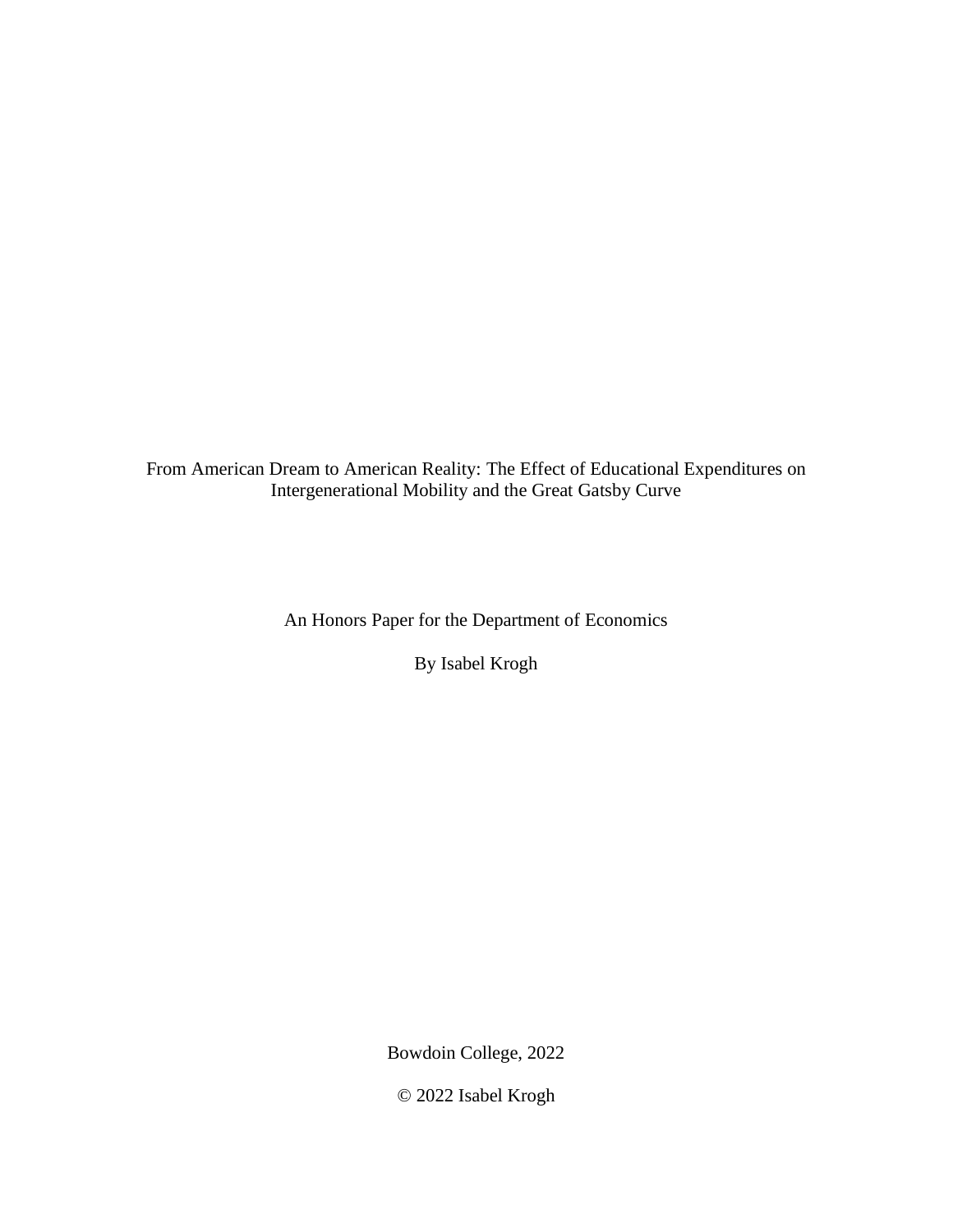From American Dream to American Reality: The Effect of Educational Expenditures on Intergenerational Mobility and the Great Gatsby Curve

An Honors Paper for the Department of Economics

By Isabel Krogh

Bowdoin College, 2022

© 2022 Isabel Krogh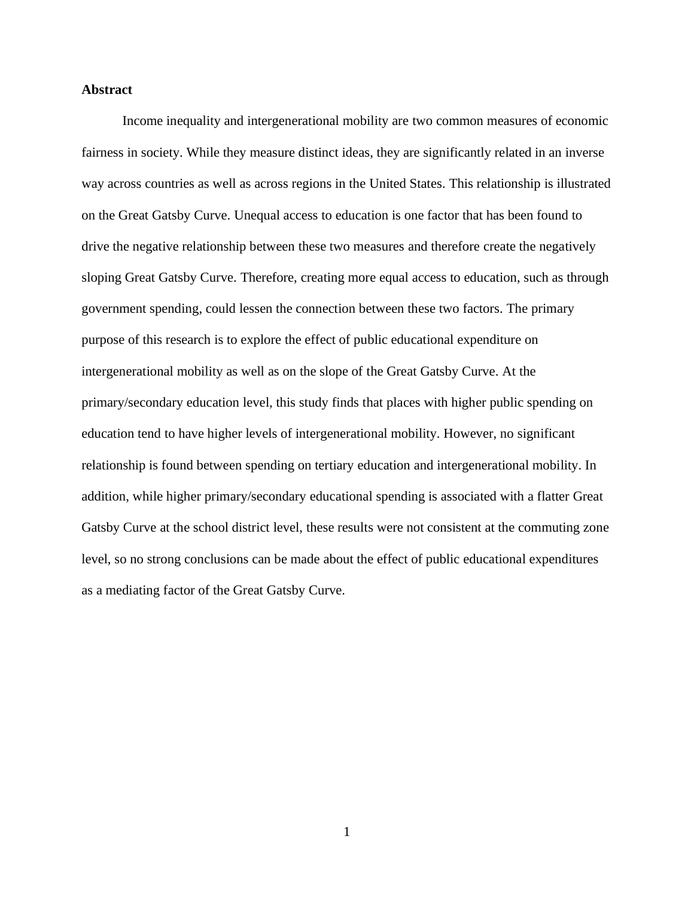**Abstract**

Income inequality and intergenerational mobility are two common measures of economic fairness in society. While they measure distinct ideas, they are significantly related in an inverse way across countries as well as across regions in the United States. This relationship is illustrated on the Great Gatsby Curve. Unequal access to education is one factor that has been found to drive the negative relationship between these two measures and therefore create the negatively sloping Great Gatsby Curve. Therefore, creating more equal access to education, such as through government spending, could lessen the connection between these two factors. The primary purpose of this research is to explore the effect of public educational expenditure on intergenerational mobility as well as on the slope of the Great Gatsby Curve. At the primary/secondary education level, this study finds that places with higher public spending on education tend to have higher levels of intergenerational mobility. However, no significant relationship is found between spending on tertiary education and intergenerational mobility. In addition, while higher primary/secondary educational spending is associated with a flatter Great Gatsby Curve at the school district level, these results were not consistent at the commuting zone level, so no strong conclusions can be made about the effect of public educational expenditures as a mediating factor of the Great Gatsby Curve.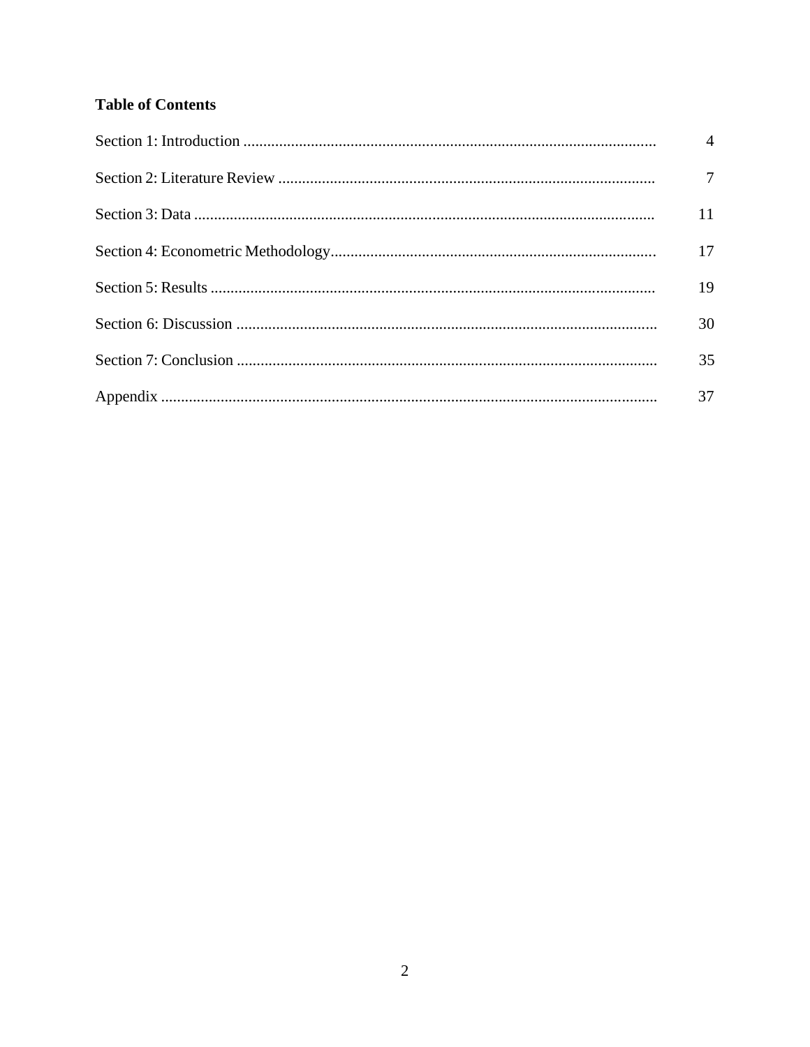**Table of Contents**

| | |
|---|---|
| Section 1: Introduction | 4 |
| Section 2: Literature Review | 7 |
| Section 3: Data | 11 |
| Section 4: Econometric Methodology | 17 |
| Section 5: Results | 19 |
| Section 6: Discussion | 30 |
| Section 7: Conclusion | 35 |
| Appendix | 37 |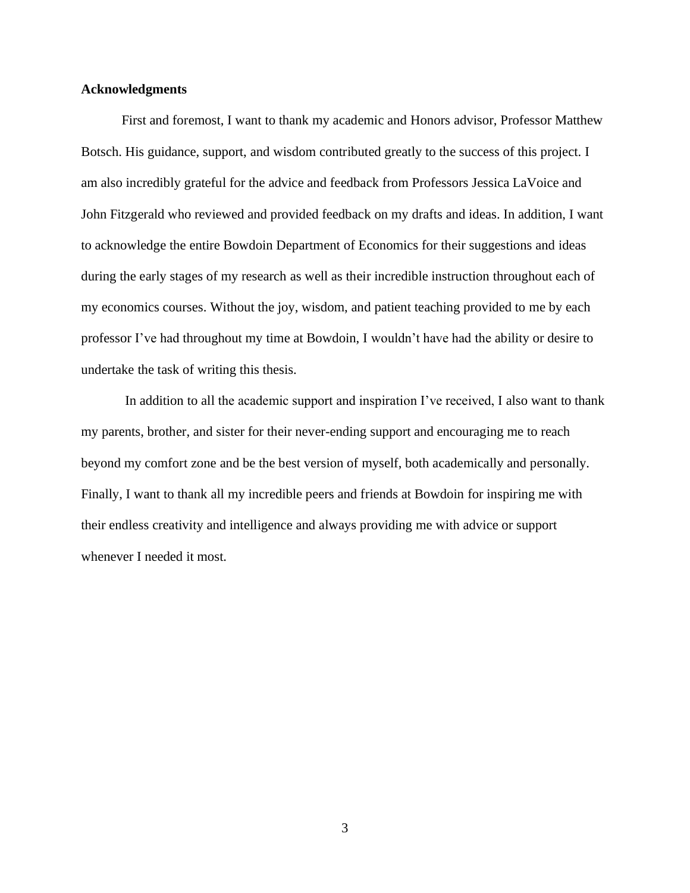**Acknowledgments**

First and foremost, I want to thank my academic and Honors advisor, Professor Matthew Botsch. His guidance, support, and wisdom contributed greatly to the success of this project. I am also incredibly grateful for the advice and feedback from Professors Jessica LaVoice and John Fitzgerald who reviewed and provided feedback on my drafts and ideas. In addition, I want to acknowledge the entire Bowdoin Department of Economics for their suggestions and ideas during the early stages of my research as well as their incredible instruction throughout each of my economics courses. Without the joy, wisdom, and patient teaching provided to me by each professor I've had throughout my time at Bowdoin, I wouldn't have had the ability or desire to undertake the task of writing this thesis.

In addition to all the academic support and inspiration I've received, I also want to thank my parents, brother, and sister for their never-ending support and encouraging me to reach beyond my comfort zone and be the best version of myself, both academically and personally. Finally, I want to thank all my incredible peers and friends at Bowdoin for inspiring me with their endless creativity and intelligence and always providing me with advice or support whenever I needed it most.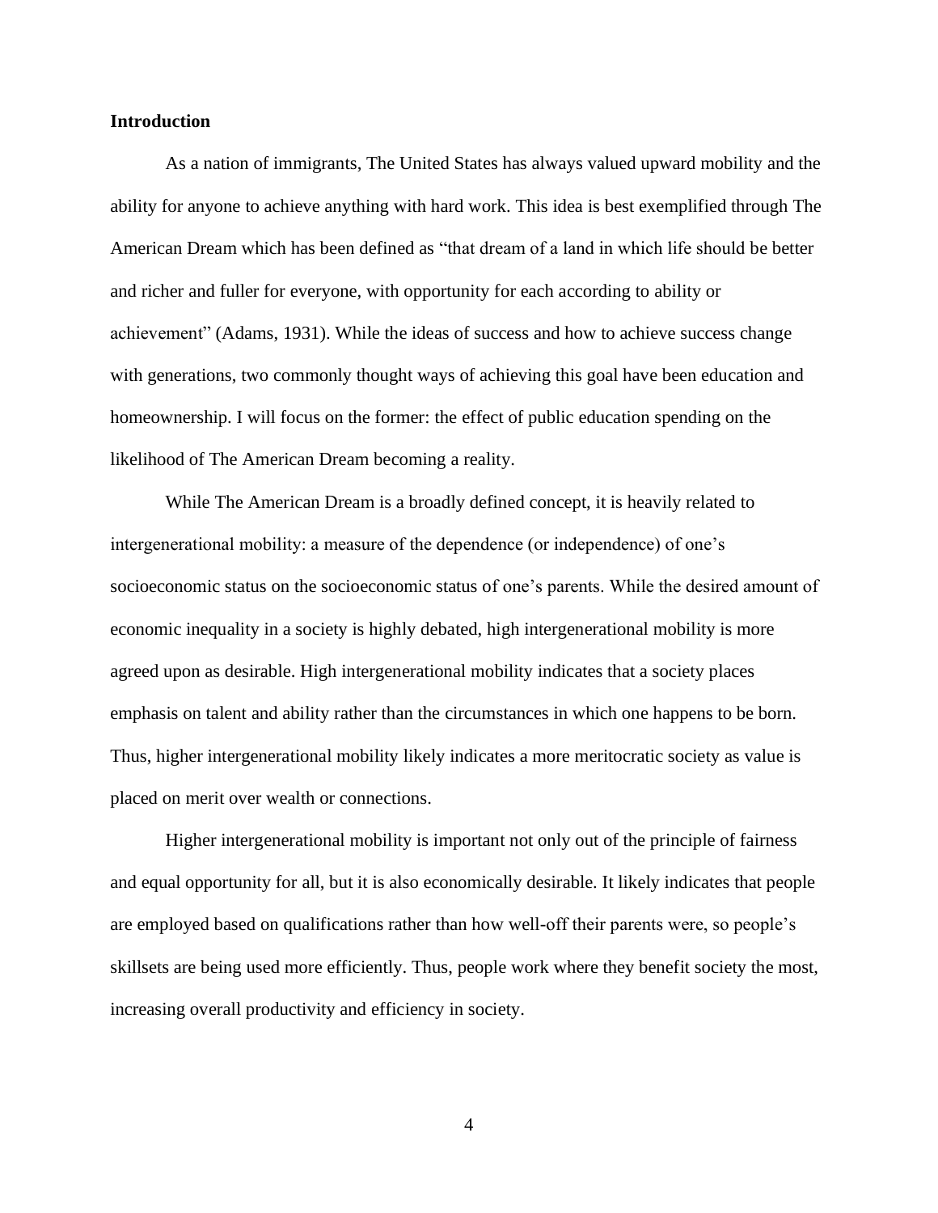**Introduction**

As a nation of immigrants, The United States has always valued upward mobility and the ability for anyone to achieve anything with hard work. This idea is best exemplified through The American Dream which has been defined as “that dream of a land in which life should be better and richer and fuller for everyone, with opportunity for each according to ability or achievement” (Adams, 1931). While the ideas of success and how to achieve success change with generations, two commonly thought ways of achieving this goal have been education and homeownership. I will focus on the former: the effect of public education spending on the likelihood of The American Dream becoming a reality.

While The American Dream is a broadly defined concept, it is heavily related to intergenerational mobility: a measure of the dependence (or independence) of one’s socioeconomic status on the socioeconomic status of one’s parents. While the desired amount of economic inequality in a society is highly debated, high intergenerational mobility is more agreed upon as desirable. High intergenerational mobility indicates that a society places emphasis on talent and ability rather than the circumstances in which one happens to be born. Thus, higher intergenerational mobility likely indicates a more meritocratic society as value is placed on merit over wealth or connections.

Higher intergenerational mobility is important not only out of the principle of fairness and equal opportunity for all, but it is also economically desirable. It likely indicates that people are employed based on qualifications rather than how well-off their parents were, so people’s skillsets are being used more efficiently. Thus, people work where they benefit society the most, increasing overall productivity and efficiency in society.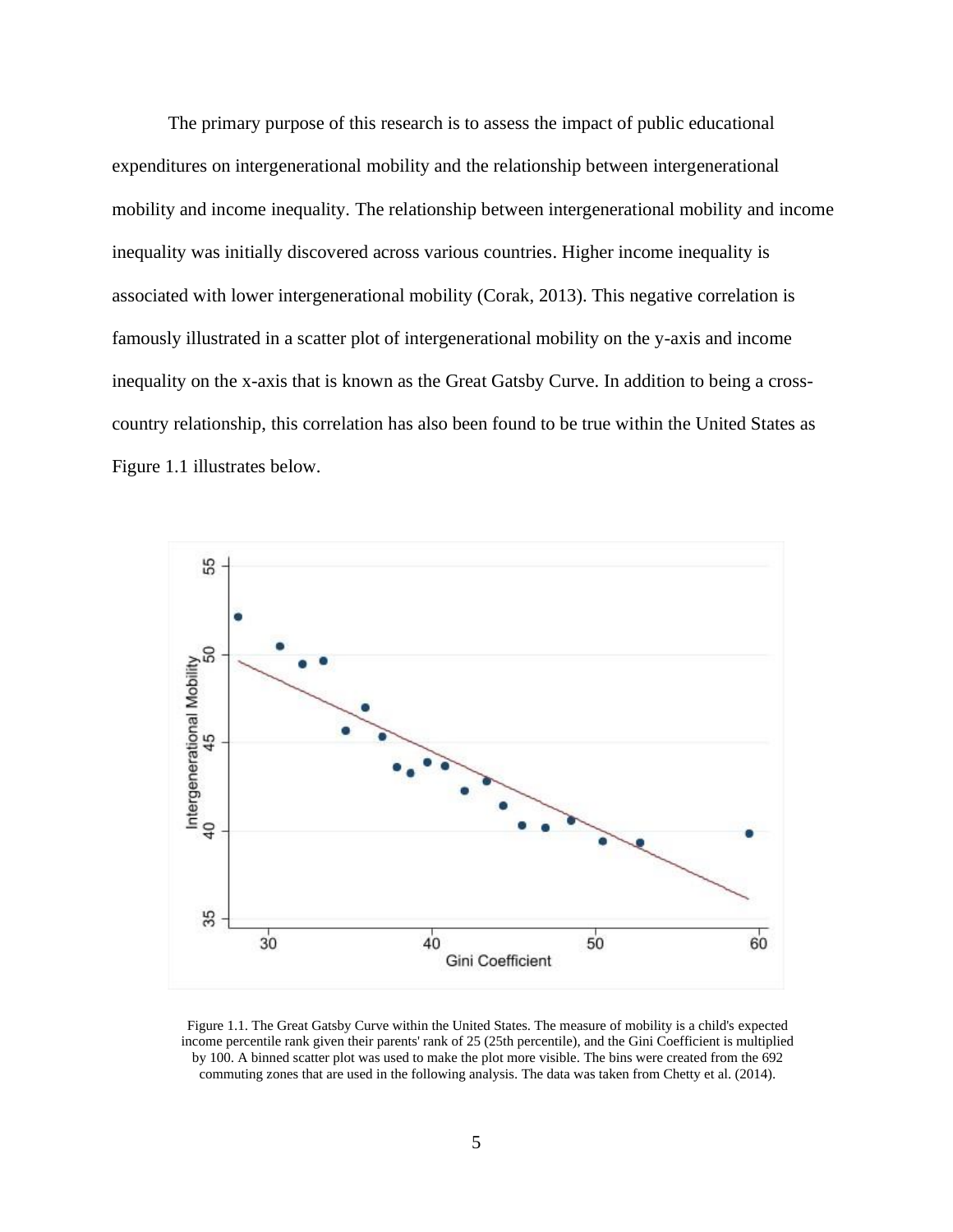The primary purpose of this research is to assess the impact of public educational expenditures on intergenerational mobility and the relationship between intergenerational mobility and income inequality. The relationship between intergenerational mobility and income inequality was initially discovered across various countries. Higher income inequality is associated with lower intergenerational mobility (Corak, 2013). This negative correlation is famously illustrated in a scatter plot of intergenerational mobility on the y-axis and income inequality on the x-axis that is known as the Great Gatsby Curve. In addition to being a cross-country relationship, this correlation has also been found to be true within the United States as Figure 1.1 illustrates below.

Figure 1.1. The Great Gatsby Curve within the United States. The measure of mobility is a child's expected income percentile rank given their parents' rank of 25 (25th percentile), and the Gini Coefficient is multiplied by 100. A binned scatter plot was used to make the plot more visible. The bins were created from the 692 commuting zones that are used in the following analysis. The data was taken from Chetty et al. (2014).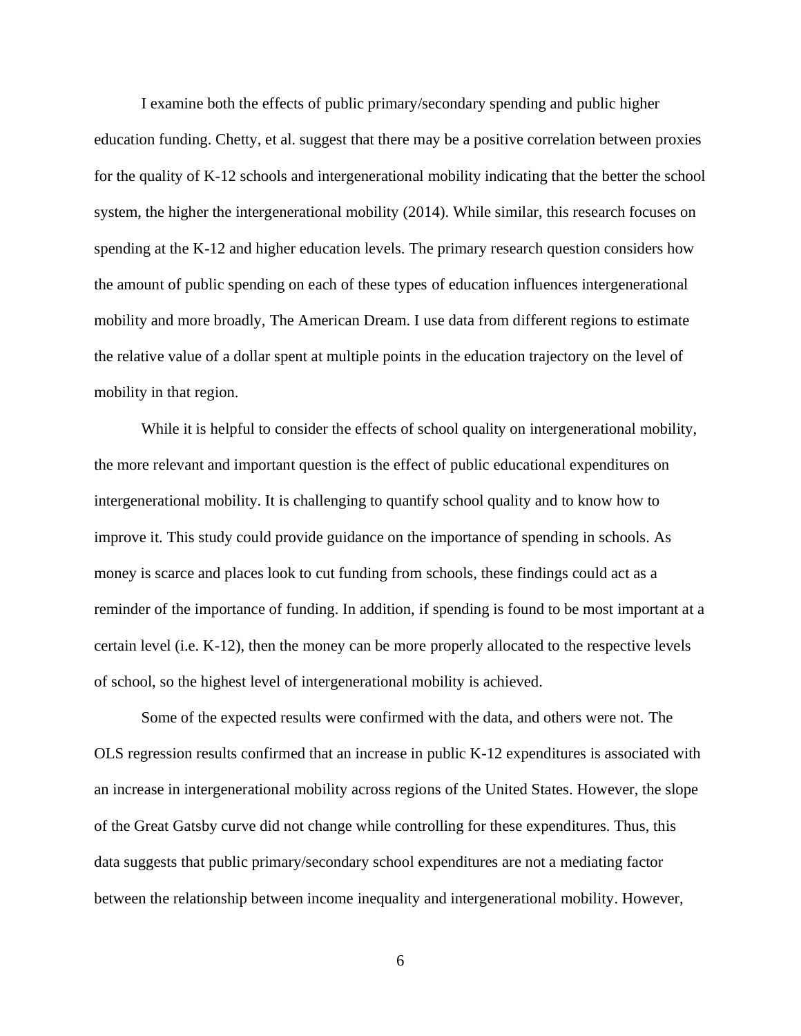I examine both the effects of public primary/secondary spending and public higher education funding. Chetty, et al. suggest that there may be a positive correlation between proxies for the quality of K-12 schools and intergenerational mobility indicating that the better the school system, the higher the intergenerational mobility (2014). While similar, this research focuses on spending at the K-12 and higher education levels. The primary research question considers how the amount of public spending on each of these types of education influences intergenerational mobility and more broadly, The American Dream. I use data from different regions to estimate the relative value of a dollar spent at multiple points in the education trajectory on the level of mobility in that region.

While it is helpful to consider the effects of school quality on intergenerational mobility, the more relevant and important question is the effect of public educational expenditures on intergenerational mobility. It is challenging to quantify school quality and to know how to improve it. This study could provide guidance on the importance of spending in schools. As money is scarce and places look to cut funding from schools, these findings could act as a reminder of the importance of funding. In addition, if spending is found to be most important at a certain level (i.e. K-12), then the money can be more properly allocated to the respective levels of school, so the highest level of intergenerational mobility is achieved.

Some of the expected results were confirmed with the data, and others were not. The OLS regression results confirmed that an increase in public K-12 expenditures is associated with an increase in intergenerational mobility across regions of the United States. However, the slope of the Great Gatsby curve did not change while controlling for these expenditures. Thus, this data suggests that public primary/secondary school expenditures are not a mediating factor between the relationship between income inequality and intergenerational mobility. However,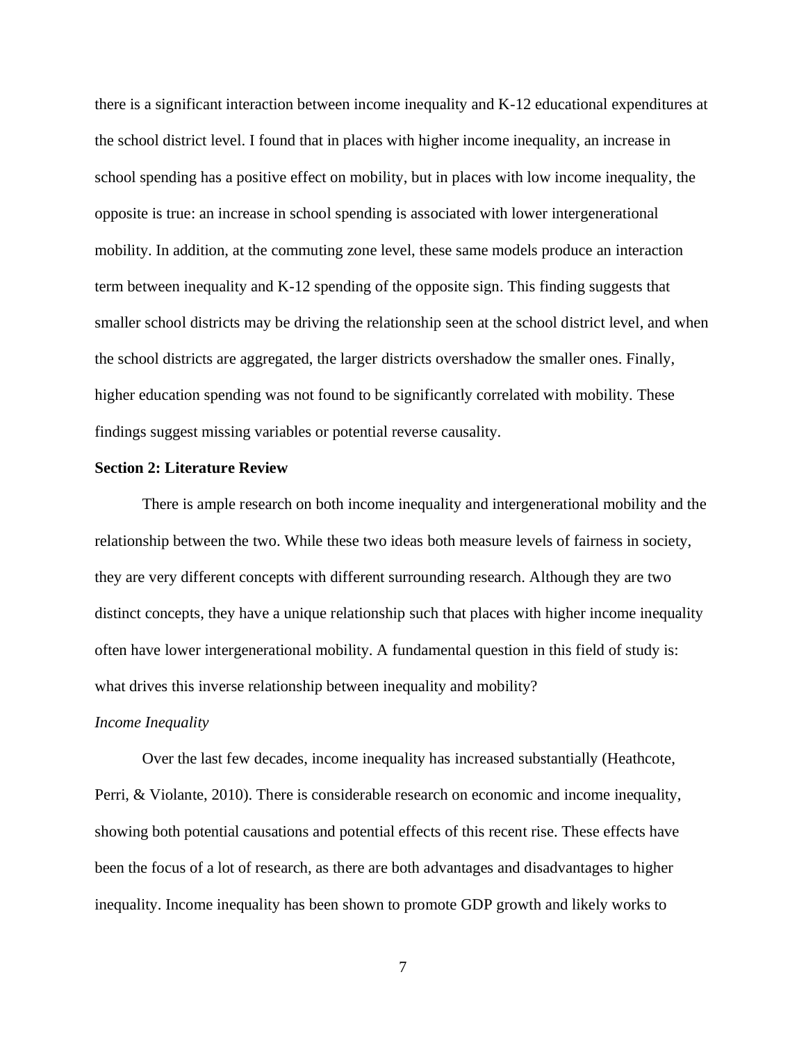there is a significant interaction between income inequality and K-12 educational expenditures at the school district level. I found that in places with higher income inequality, an increase in school spending has a positive effect on mobility, but in places with low income inequality, the opposite is true: an increase in school spending is associated with lower intergenerational mobility. In addition, at the commuting zone level, these same models produce an interaction term between inequality and K-12 spending of the opposite sign. This finding suggests that smaller school districts may be driving the relationship seen at the school district level, and when the school districts are aggregated, the larger districts overshadow the smaller ones. Finally, higher education spending was not found to be significantly correlated with mobility. These findings suggest missing variables or potential reverse causality.

## Section 2: Literature Review

There is ample research on both income inequality and intergenerational mobility and the relationship between the two. While these two ideas both measure levels of fairness in society, they are very different concepts with different surrounding research. Although they are two distinct concepts, they have a unique relationship such that places with higher income inequality often have lower intergenerational mobility. A fundamental question in this field of study is: what drives this inverse relationship between inequality and mobility?

### *Income Inequality*

Over the last few decades, income inequality has increased substantially (Heathcote, Perri, & Violante, 2010). There is considerable research on economic and income inequality, showing both potential causations and potential effects of this recent rise. These effects have been the focus of a lot of research, as there are both advantages and disadvantages to higher inequality. Income inequality has been shown to promote GDP growth and likely works to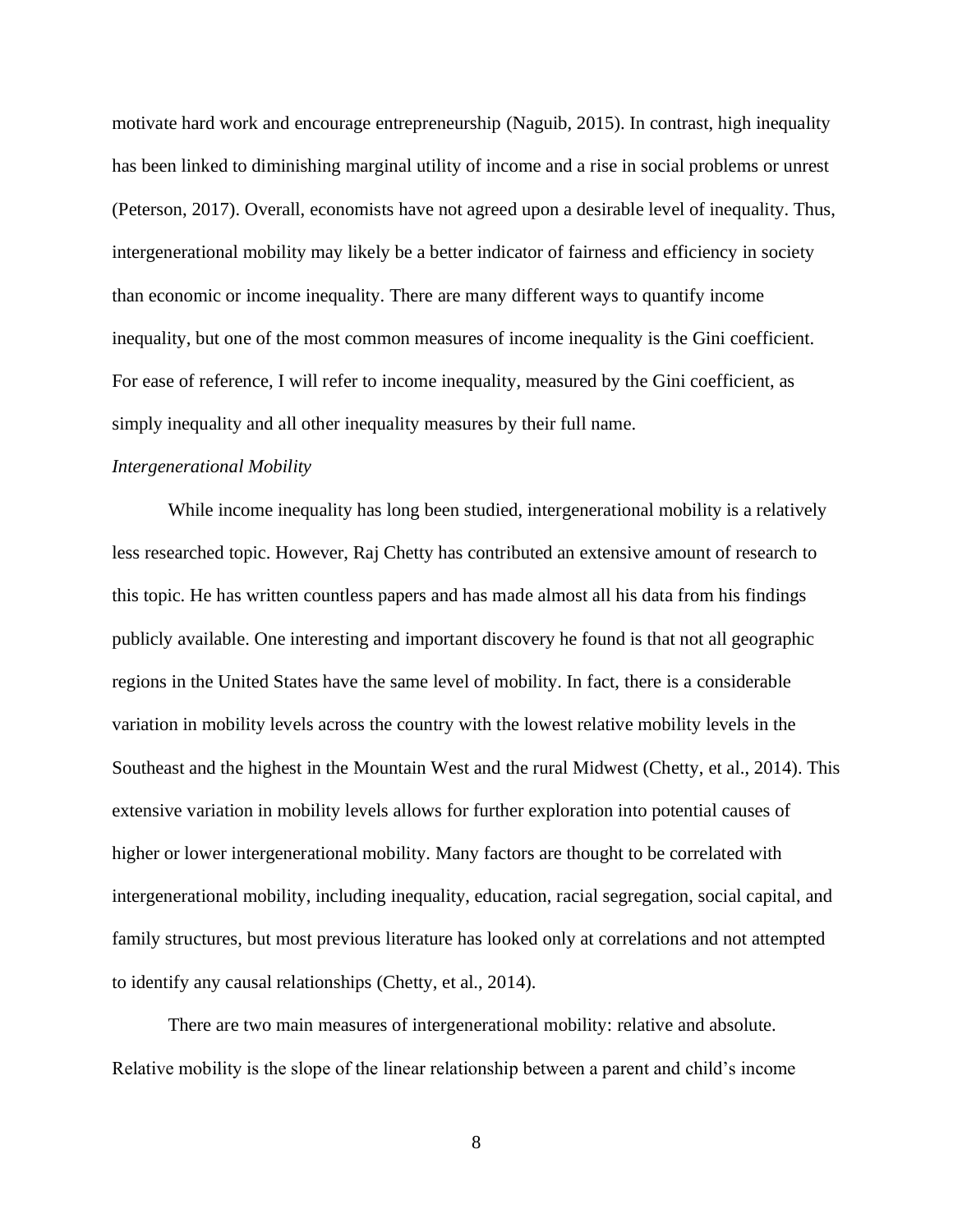motivate hard work and encourage entrepreneurship (Naguib, 2015). In contrast, high inequality has been linked to diminishing marginal utility of income and a rise in social problems or unrest (Peterson, 2017). Overall, economists have not agreed upon a desirable level of inequality. Thus, intergenerational mobility may likely be a better indicator of fairness and efficiency in society than economic or income inequality. There are many different ways to quantify income inequality, but one of the most common measures of income inequality is the Gini coefficient. For ease of reference, I will refer to income inequality, measured by the Gini coefficient, as simply inequality and all other inequality measures by their full name.

*Intergenerational Mobility*

While income inequality has long been studied, intergenerational mobility is a relatively less researched topic. However, Raj Chetty has contributed an extensive amount of research to this topic. He has written countless papers and has made almost all his data from his findings publicly available. One interesting and important discovery he found is that not all geographic regions in the United States have the same level of mobility. In fact, there is a considerable variation in mobility levels across the country with the lowest relative mobility levels in the Southeast and the highest in the Mountain West and the rural Midwest (Chetty, et al., 2014). This extensive variation in mobility levels allows for further exploration into potential causes of higher or lower intergenerational mobility. Many factors are thought to be correlated with intergenerational mobility, including inequality, education, racial segregation, social capital, and family structures, but most previous literature has looked only at correlations and not attempted to identify any causal relationships (Chetty, et al., 2014).

There are two main measures of intergenerational mobility: relative and absolute. Relative mobility is the slope of the linear relationship between a parent and child's income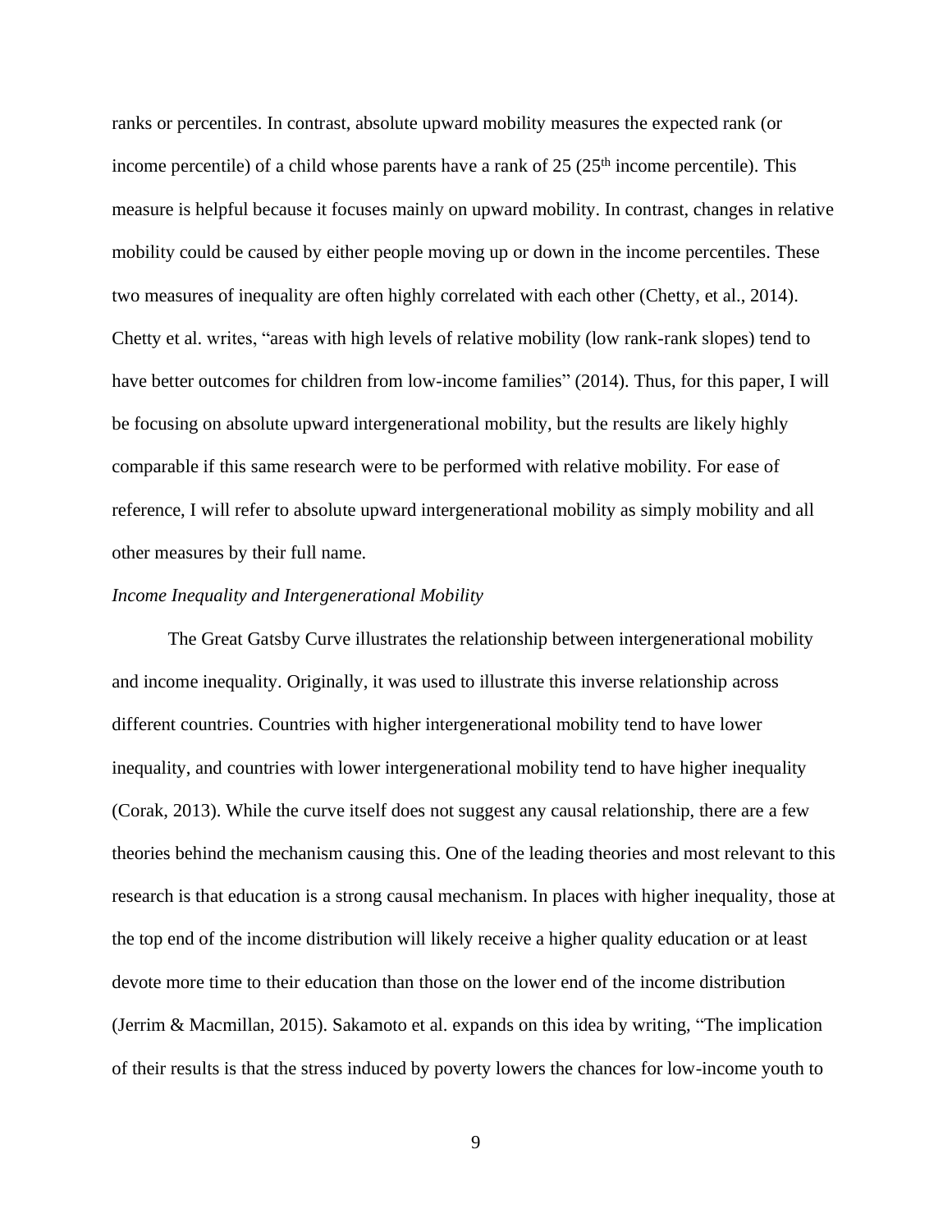ranks or percentiles. In contrast, absolute upward mobility measures the expected rank (or income percentile) of a child whose parents have a rank of 25 ($25^{th}$ income percentile). This measure is helpful because it focuses mainly on upward mobility. In contrast, changes in relative mobility could be caused by either people moving up or down in the income percentiles. These two measures of inequality are often highly correlated with each other (Chetty, et al., 2014). Chetty et al. writes, "areas with high levels of relative mobility (low rank-rank slopes) tend to have better outcomes for children from low-income families" (2014). Thus, for this paper, I will be focusing on absolute upward intergenerational mobility, but the results are likely highly comparable if this same research were to be performed with relative mobility. For ease of reference, I will refer to absolute upward intergenerational mobility as simply mobility and all other measures by their full name.

*Income Inequality and Intergenerational Mobility*

The Great Gatsby Curve illustrates the relationship between intergenerational mobility and income inequality. Originally, it was used to illustrate this inverse relationship across different countries. Countries with higher intergenerational mobility tend to have lower inequality, and countries with lower intergenerational mobility tend to have higher inequality (Corak, 2013). While the curve itself does not suggest any causal relationship, there are a few theories behind the mechanism causing this. One of the leading theories and most relevant to this research is that education is a strong causal mechanism. In places with higher inequality, those at the top end of the income distribution will likely receive a higher quality education or at least devote more time to their education than those on the lower end of the income distribution (Jerrim & Macmillan, 2015). Sakamoto et al. expands on this idea by writing, "The implication of their results is that the stress induced by poverty lowers the chances for low-income youth to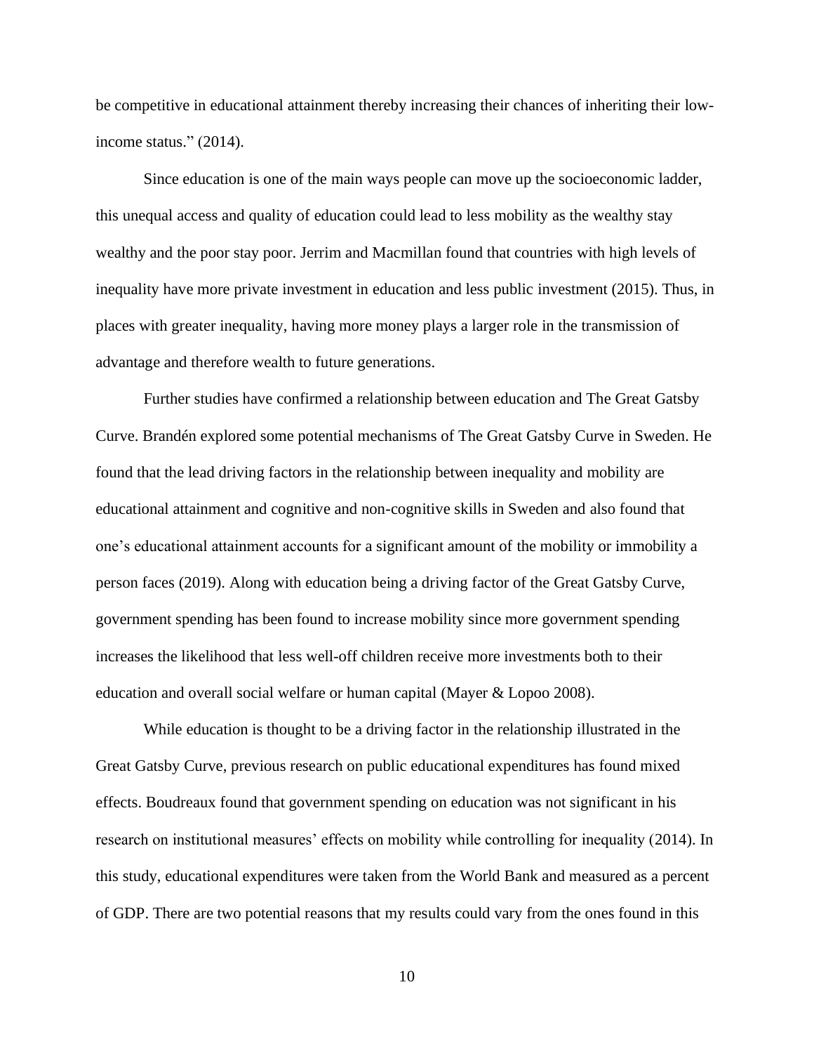be competitive in educational attainment thereby increasing their chances of inheriting their low-income status." (2014).

Since education is one of the main ways people can move up the socioeconomic ladder, this unequal access and quality of education could lead to less mobility as the wealthy stay wealthy and the poor stay poor. Jerrim and Macmillan found that countries with high levels of inequality have more private investment in education and less public investment (2015). Thus, in places with greater inequality, having more money plays a larger role in the transmission of advantage and therefore wealth to future generations.

Further studies have confirmed a relationship between education and The Great Gatsby Curve. Brandén explored some potential mechanisms of The Great Gatsby Curve in Sweden. He found that the lead driving factors in the relationship between inequality and mobility are educational attainment and cognitive and non-cognitive skills in Sweden and also found that one's educational attainment accounts for a significant amount of the mobility or immobility a person faces (2019). Along with education being a driving factor of the Great Gatsby Curve, government spending has been found to increase mobility since more government spending increases the likelihood that less well-off children receive more investments both to their education and overall social welfare or human capital (Mayer & Lopoo 2008).

While education is thought to be a driving factor in the relationship illustrated in the Great Gatsby Curve, previous research on public educational expenditures has found mixed effects. Boudreaux found that government spending on education was not significant in his research on institutional measures' effects on mobility while controlling for inequality (2014). In this study, educational expenditures were taken from the World Bank and measured as a percent of GDP. There are two potential reasons that my results could vary from the ones found in this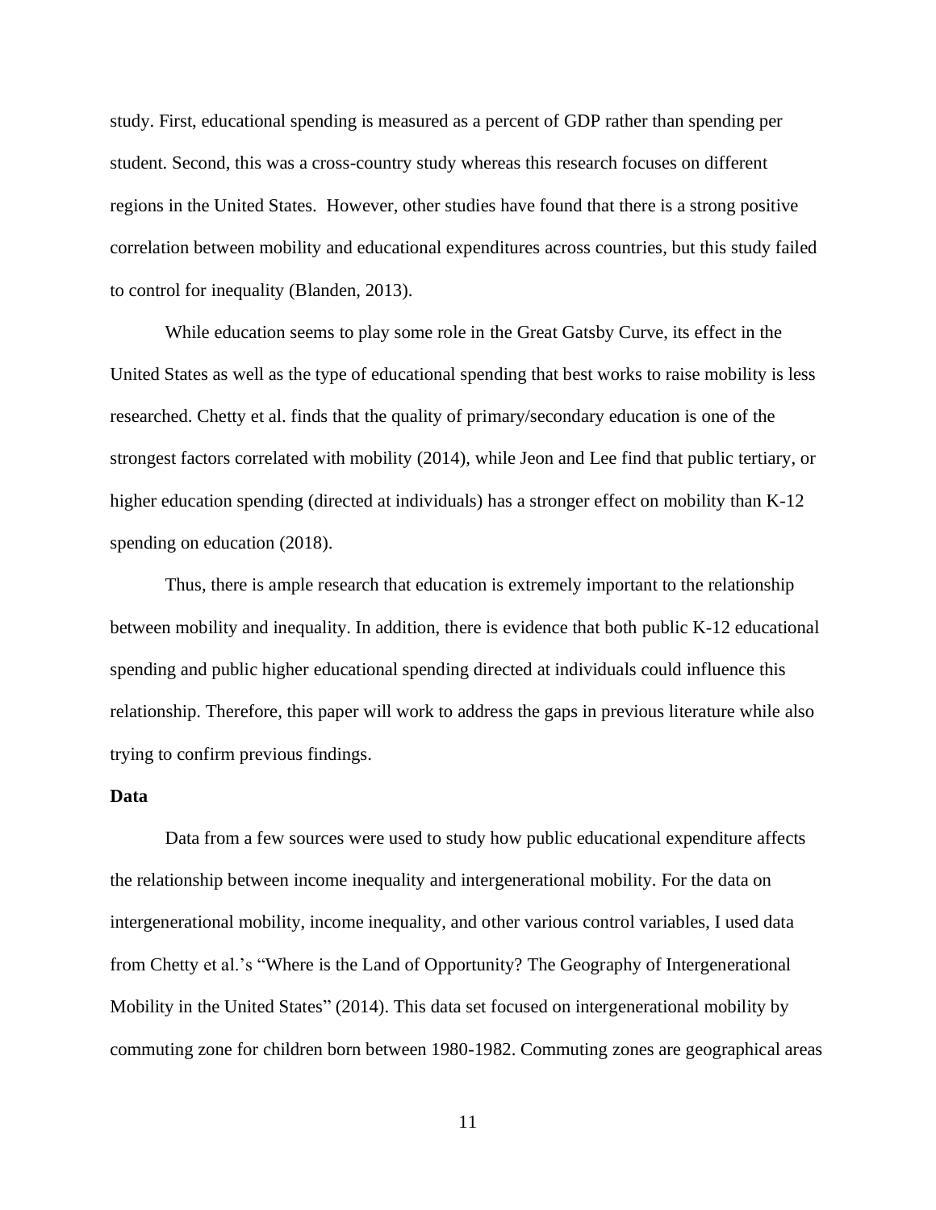study. First, educational spending is measured as a percent of GDP rather than spending per student. Second, this was a cross-country study whereas this research focuses on different regions in the United States. However, other studies have found that there is a strong positive correlation between mobility and educational expenditures across countries, but this study failed to control for inequality (Blanden, 2013).

While education seems to play some role in the Great Gatsby Curve, its effect in the United States as well as the type of educational spending that best works to raise mobility is less researched. Chetty et al. finds that the quality of primary/secondary education is one of the strongest factors correlated with mobility (2014), while Jeon and Lee find that public tertiary, or higher education spending (directed at individuals) has a stronger effect on mobility than K-12 spending on education (2018).

Thus, there is ample research that education is extremely important to the relationship between mobility and inequality. In addition, there is evidence that both public K-12 educational spending and public higher educational spending directed at individuals could influence this relationship. Therefore, this paper will work to address the gaps in previous literature while also trying to confirm previous findings.

**Data**

Data from a few sources were used to study how public educational expenditure affects the relationship between income inequality and intergenerational mobility. For the data on intergenerational mobility, income inequality, and other various control variables, I used data from Chetty et al.'s "Where is the Land of Opportunity? The Geography of Intergenerational Mobility in the United States" (2014). This data set focused on intergenerational mobility by commuting zone for children born between 1980-1982. Commuting zones are geographical areas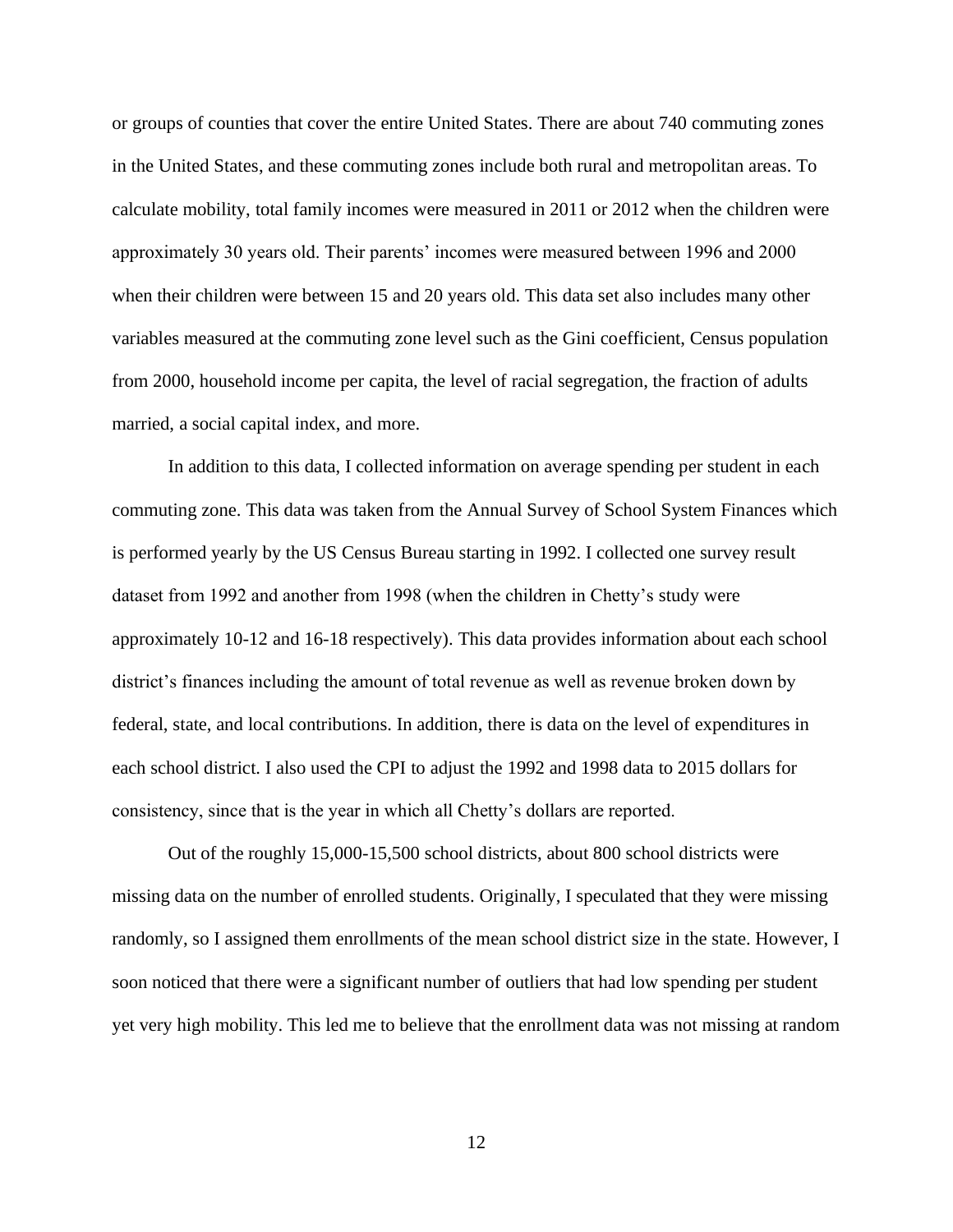or groups of counties that cover the entire United States. There are about 740 commuting zones in the United States, and these commuting zones include both rural and metropolitan areas. To calculate mobility, total family incomes were measured in 2011 or 2012 when the children were approximately 30 years old. Their parents' incomes were measured between 1996 and 2000 when their children were between 15 and 20 years old. This data set also includes many other variables measured at the commuting zone level such as the Gini coefficient, Census population from 2000, household income per capita, the level of racial segregation, the fraction of adults married, a social capital index, and more.

In addition to this data, I collected information on average spending per student in each commuting zone. This data was taken from the Annual Survey of School System Finances which is performed yearly by the US Census Bureau starting in 1992. I collected one survey result dataset from 1992 and another from 1998 (when the children in Chetty's study were approximately 10-12 and 16-18 respectively). This data provides information about each school district's finances including the amount of total revenue as well as revenue broken down by federal, state, and local contributions. In addition, there is data on the level of expenditures in each school district. I also used the CPI to adjust the 1992 and 1998 data to 2015 dollars for consistency, since that is the year in which all Chetty's dollars are reported.

Out of the roughly 15,000-15,500 school districts, about 800 school districts were missing data on the number of enrolled students. Originally, I speculated that they were missing randomly, so I assigned them enrollments of the mean school district size in the state. However, I soon noticed that there were a significant number of outliers that had low spending per student yet very high mobility. This led me to believe that the enrollment data was not missing at random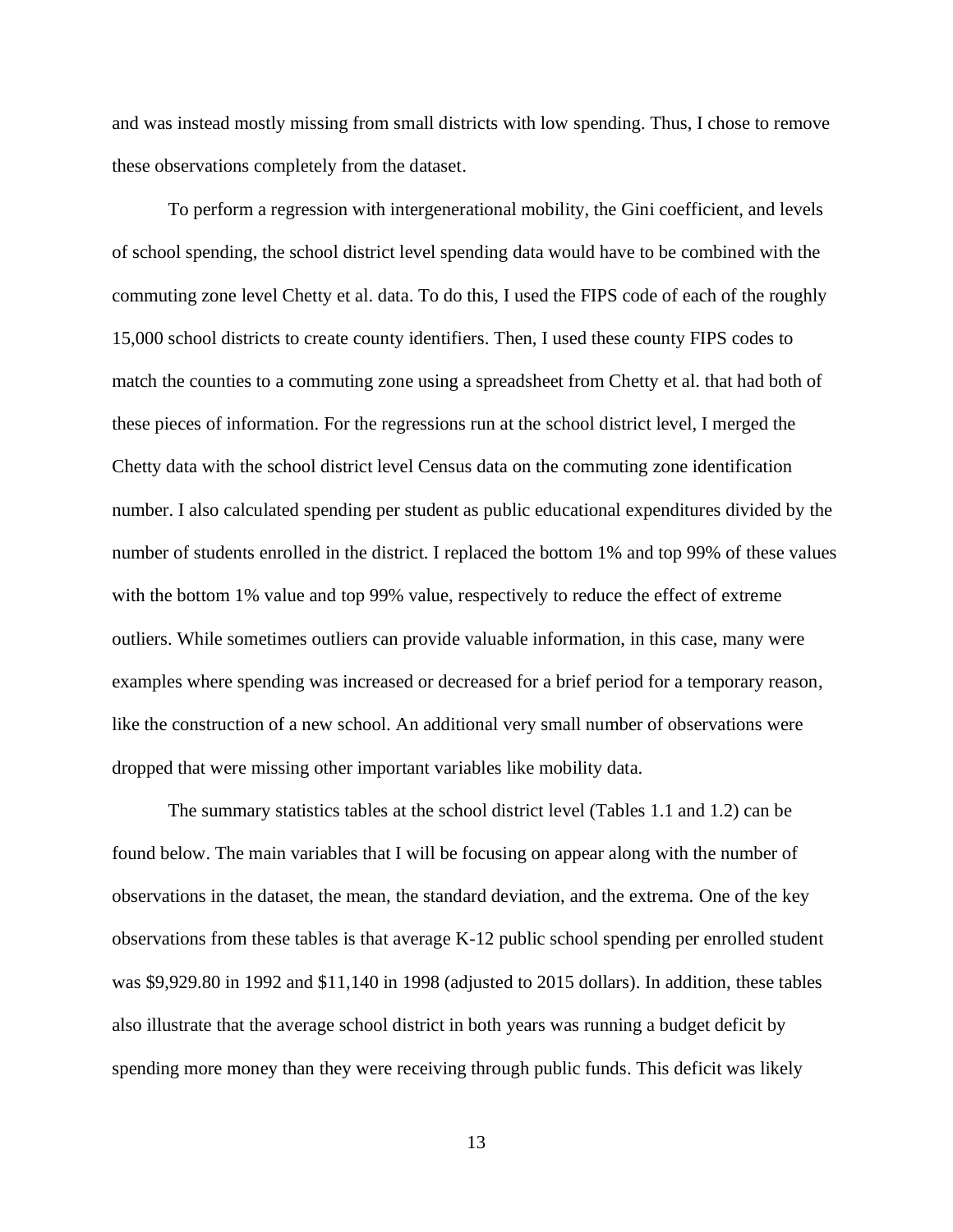and was instead mostly missing from small districts with low spending. Thus, I chose to remove these observations completely from the dataset.

To perform a regression with intergenerational mobility, the Gini coefficient, and levels of school spending, the school district level spending data would have to be combined with the commuting zone level Chetty et al. data. To do this, I used the FIPS code of each of the roughly 15,000 school districts to create county identifiers. Then, I used these county FIPS codes to match the counties to a commuting zone using a spreadsheet from Chetty et al. that had both of these pieces of information. For the regressions run at the school district level, I merged the Chetty data with the school district level Census data on the commuting zone identification number. I also calculated spending per student as public educational expenditures divided by the number of students enrolled in the district. I replaced the bottom 1% and top 99% of these values with the bottom 1% value and top 99% value, respectively to reduce the effect of extreme outliers. While sometimes outliers can provide valuable information, in this case, many were examples where spending was increased or decreased for a brief period for a temporary reason, like the construction of a new school. An additional very small number of observations were dropped that were missing other important variables like mobility data.

The summary statistics tables at the school district level (Tables 1.1 and 1.2) can be found below. The main variables that I will be focusing on appear along with the number of observations in the dataset, the mean, the standard deviation, and the extrema. One of the key observations from these tables is that average K-12 public school spending per enrolled student was $9,929.80 in 1992 and $11,140 in 1998 (adjusted to 2015 dollars). In addition, these tables also illustrate that the average school district in both years was running a budget deficit by spending more money than they were receiving through public funds. This deficit was likely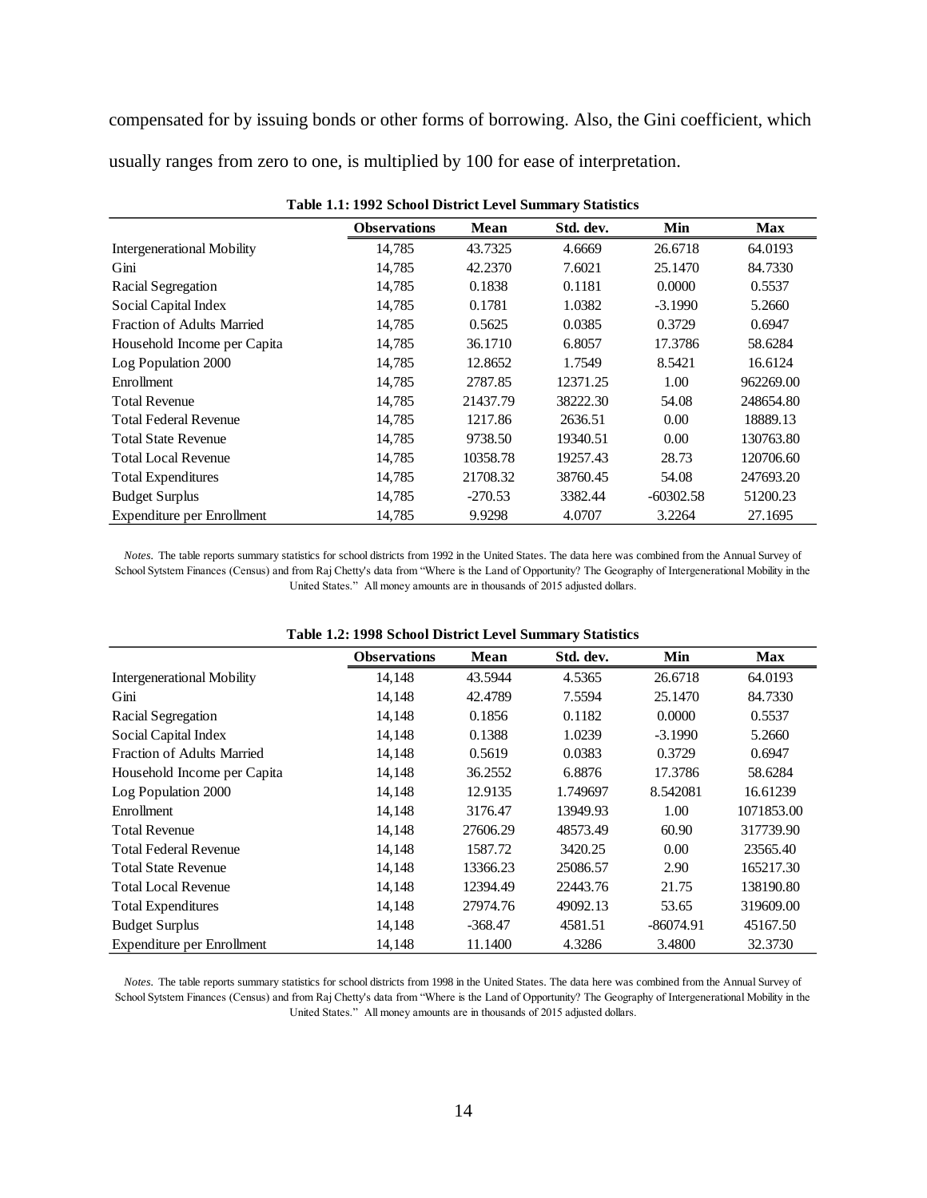compensated for by issuing bonds or other forms of borrowing. Also, the Gini coefficient, which usually ranges from zero to one, is multiplied by 100 for ease of interpretation.

**Table 1.1: 1992 School District Level Summary Statistics**

| | Observations | Mean | Std. dev. | Min | Max |
|---|---|---|---|---|---|
| Intergenerational Mobility | 14,785 | 43.7325 | 4.6669 | 26.6718 | 64.0193 |
| Gini | 14,785 | 42.2370 | 7.6021 | 25.1470 | 84.7330 |
| Racial Segregation | 14,785 | 0.1838 | 0.1181 | 0.0000 | 0.5537 |
| Social Capital Index | 14,785 | 0.1781 | 1.0382 | -3.1990 | 5.2660 |
| Fraction of Adults Married | 14,785 | 0.5625 | 0.0385 | 0.3729 | 0.6947 |
| Household Income per Capita | 14,785 | 36.1710 | 6.8057 | 17.3786 | 58.6284 |
| Log Population 2000 | 14,785 | 12.8652 | 1.7549 | 8.5421 | 16.6124 |
| Enrollment | 14,785 | 2787.85 | 12371.25 | 1.00 | 962269.00 |
| Total Revenue | 14,785 | 21437.79 | 38222.30 | 54.08 | 248654.80 |
| Total Federal Revenue | 14,785 | 1217.86 | 2636.51 | 0.00 | 18889.13 |
| Total State Revenue | 14,785 | 9738.50 | 19340.51 | 0.00 | 130763.80 |
| Total Local Revenue | 14,785 | 10358.78 | 19257.43 | 28.73 | 120706.60 |
| Total Expenditures | 14,785 | 21708.32 | 38760.45 | 54.08 | 247693.20 |
| Budget Surplus | 14,785 | -270.53 | 3382.44 | -60302.58 | 51200.23 |
| Expenditure per Enrollment | 14,785 | 9.9298 | 4.0707 | 3.2264 | 27.1695 |

*Notes.* The table reports summary statistics for school districts from 1992 in the United States. The data here was combined from the Annual Survey of School Sytstem Finances (Census) and from Raj Chetty's data from "Where is the Land of Opportunity? The Geography of Intergenerational Mobility in the United States." All money amounts are in thousands of 2015 adjusted dollars.

**Table 1.2: 1998 School District Level Summary Statistics**

| | Observations | Mean | Std. dev. | Min | Max |
|---|---|---|---|---|---|
| Intergenerational Mobility | 14,148 | 43.5944 | 4.5365 | 26.6718 | 64.0193 |
| Gini | 14,148 | 42.4789 | 7.5594 | 25.1470 | 84.7330 |
| Racial Segregation | 14,148 | 0.1856 | 0.1182 | 0.0000 | 0.5537 |
| Social Capital Index | 14,148 | 0.1388 | 1.0239 | -3.1990 | 5.2660 |
| Fraction of Adults Married | 14,148 | 0.5619 | 0.0383 | 0.3729 | 0.6947 |
| Household Income per Capita | 14,148 | 36.2552 | 6.8876 | 17.3786 | 58.6284 |
| Log Population 2000 | 14,148 | 12.9135 | 1.749697 | 8.542081 | 16.61239 |
| Enrollment | 14,148 | 3176.47 | 13949.93 | 1.00 | 1071853.00 |
| Total Revenue | 14,148 | 27606.29 | 48573.49 | 60.90 | 317739.90 |
| Total Federal Revenue | 14,148 | 1587.72 | 3420.25 | 0.00 | 23565.40 |
| Total State Revenue | 14,148 | 13366.23 | 25086.57 | 2.90 | 165217.30 |
| Total Local Revenue | 14,148 | 12394.49 | 22443.76 | 21.75 | 138190.80 |
| Total Expenditures | 14,148 | 27974.76 | 49092.13 | 53.65 | 319609.00 |
| Budget Surplus | 14,148 | -368.47 | 4581.51 | -86074.91 | 45167.50 |
| Expenditure per Enrollment | 14,148 | 11.1400 | 4.3286 | 3.4800 | 32.3730 |

*Notes.* The table reports summary statistics for school districts from 1998 in the United States. The data here was combined from the Annual Survey of School Sytstem Finances (Census) and from Raj Chetty's data from "Where is the Land of Opportunity? The Geography of Intergenerational Mobility in the United States." All money amounts are in thousands of 2015 adjusted dollars.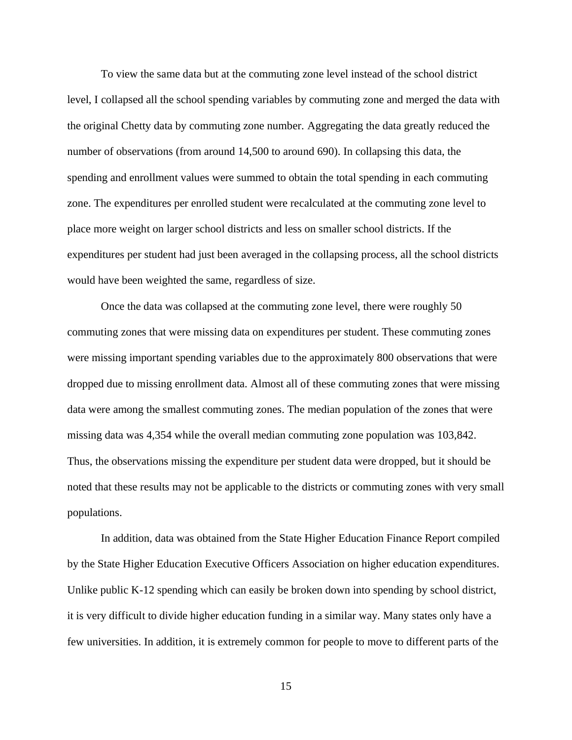To view the same data but at the commuting zone level instead of the school district level, I collapsed all the school spending variables by commuting zone and merged the data with the original Chetty data by commuting zone number. Aggregating the data greatly reduced the number of observations (from around 14,500 to around 690). In collapsing this data, the spending and enrollment values were summed to obtain the total spending in each commuting zone. The expenditures per enrolled student were recalculated at the commuting zone level to place more weight on larger school districts and less on smaller school districts. If the expenditures per student had just been averaged in the collapsing process, all the school districts would have been weighted the same, regardless of size.

Once the data was collapsed at the commuting zone level, there were roughly 50 commuting zones that were missing data on expenditures per student. These commuting zones were missing important spending variables due to the approximately 800 observations that were dropped due to missing enrollment data. Almost all of these commuting zones that were missing data were among the smallest commuting zones. The median population of the zones that were missing data was 4,354 while the overall median commuting zone population was 103,842. Thus, the observations missing the expenditure per student data were dropped, but it should be noted that these results may not be applicable to the districts or commuting zones with very small populations.

In addition, data was obtained from the State Higher Education Finance Report compiled by the State Higher Education Executive Officers Association on higher education expenditures. Unlike public K-12 spending which can easily be broken down into spending by school district, it is very difficult to divide higher education funding in a similar way. Many states only have a few universities. In addition, it is extremely common for people to move to different parts of the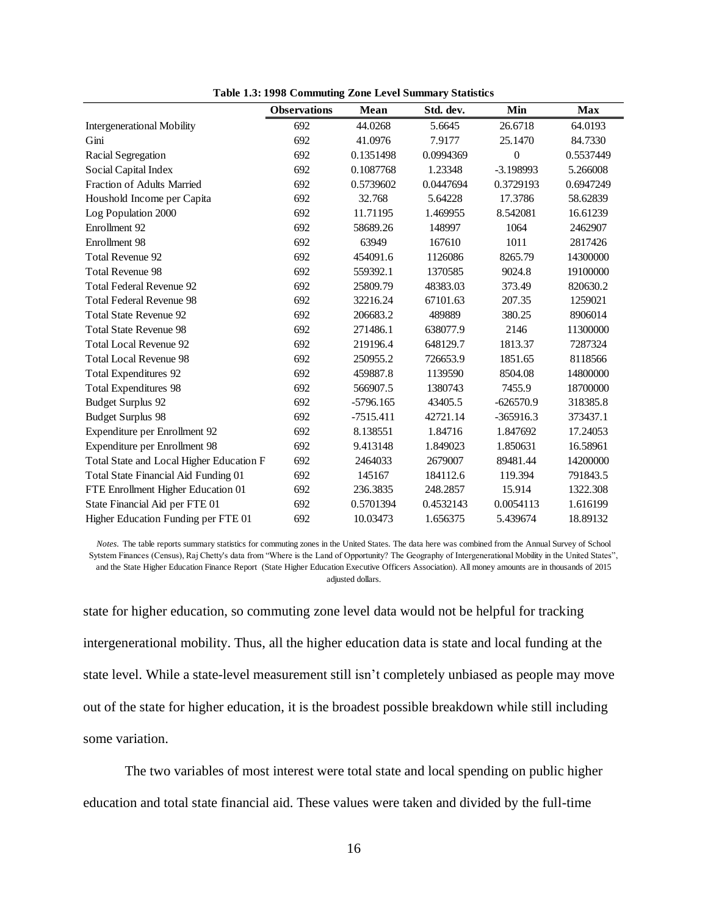**Table 1.3: 1998 Commuting Zone Level Summary Statistics**

| | Observations | Mean | Std. dev. | Min | Max |
|---|---|---|---|---|---|
| Intergenerational Mobility | 692 | 44.0268 | 5.6645 | 26.6718 | 64.0193 |
| Gini | 692 | 41.0976 | 7.9177 | 25.1470 | 84.7330 |
| Racial Segregation | 692 | 0.1351498 | 0.0994369 | 0 | 0.5537449 |
| Social Capital Index | 692 | 0.1087768 | 1.23348 | -3.198993 | 5.266008 |
| Fraction of Adults Married | 692 | 0.5739602 | 0.0447694 | 0.3729193 | 0.6947249 |
| Houshold Income per Capita | 692 | 32.768 | 5.64228 | 17.3786 | 58.62839 |
| Log Population 2000 | 692 | 11.71195 | 1.469955 | 8.542081 | 16.61239 |
| Enrollment 92 | 692 | 58689.26 | 148997 | 1064 | 2462907 |
| Enrollment 98 | 692 | 63949 | 167610 | 1011 | 2817426 |
| Total Revenue 92 | 692 | 454091.6 | 1126086 | 8265.79 | 14300000 |
| Total Revenue 98 | 692 | 559392.1 | 1370585 | 9024.8 | 19100000 |
| Total Federal Revenue 92 | 692 | 25809.79 | 48383.03 | 373.49 | 820630.2 |
| Total Federal Revenue 98 | 692 | 32216.24 | 67101.63 | 207.35 | 1259021 |
| Total State Revenue 92 | 692 | 206683.2 | 489889 | 380.25 | 8906014 |
| Total State Revenue 98 | 692 | 271486.1 | 638077.9 | 2146 | 11300000 |
| Total Local Revenue 92 | 692 | 219196.4 | 648129.7 | 1813.37 | 7287324 |
| Total Local Revenue 98 | 692 | 250955.2 | 726653.9 | 1851.65 | 8118566 |
| Total Expenditures 92 | 692 | 459887.8 | 1139590 | 8504.08 | 14800000 |
| Total Expenditures 98 | 692 | 566907.5 | 1380743 | 7455.9 | 18700000 |
| Budget Surplus 92 | 692 | -5796.165 | 43405.5 | -626570.9 | 318385.8 |
| Budget Surplus 98 | 692 | -7515.411 | 42721.14 | -365916.3 | 373437.1 |
| Expenditure per Enrollment 92 | 692 | 8.138551 | 1.84716 | 1.847692 | 17.24053 |
| Expenditure per Enrollment 98 | 692 | 9.413148 | 1.849023 | 1.850631 | 16.58961 |
| Total State and Local Higher Education F | 692 | 2464033 | 2679007 | 89481.44 | 14200000 |
| Total State Financial Aid Funding 01 | 692 | 145167 | 184112.6 | 119.394 | 791843.5 |
| FTE Enrollment Higher Education 01 | 692 | 236.3835 | 248.2857 | 15.914 | 1322.308 |
| State Financial Aid per FTE 01 | 692 | 0.5701394 | 0.4532143 | 0.0054113 | 1.616199 |
| Higher Education Funding per FTE 01 | 692 | 10.03473 | 1.656375 | 5.439674 | 18.89132 |

*Notes.* The table reports summary statistics for commuting zones in the United States. The data here was combined from the Annual Survey of School Sytstem Finances (Census), Raj Chetty's data from "Where is the Land of Opportunity? The Geography of Intergenerational Mobility in the United States", and the State Higher Education Finance Report (State Higher Education Executive Officers Association). All money amounts are in thousands of 2015 adjusted dollars.

state for higher education, so commuting zone level data would not be helpful for tracking intergenerational mobility. Thus, all the higher education data is state and local funding at the state level. While a state-level measurement still isn't completely unbiased as people may move out of the state for higher education, it is the broadest possible breakdown while still including some variation.

The two variables of most interest were total state and local spending on public higher education and total state financial aid. These values were taken and divided by the full-time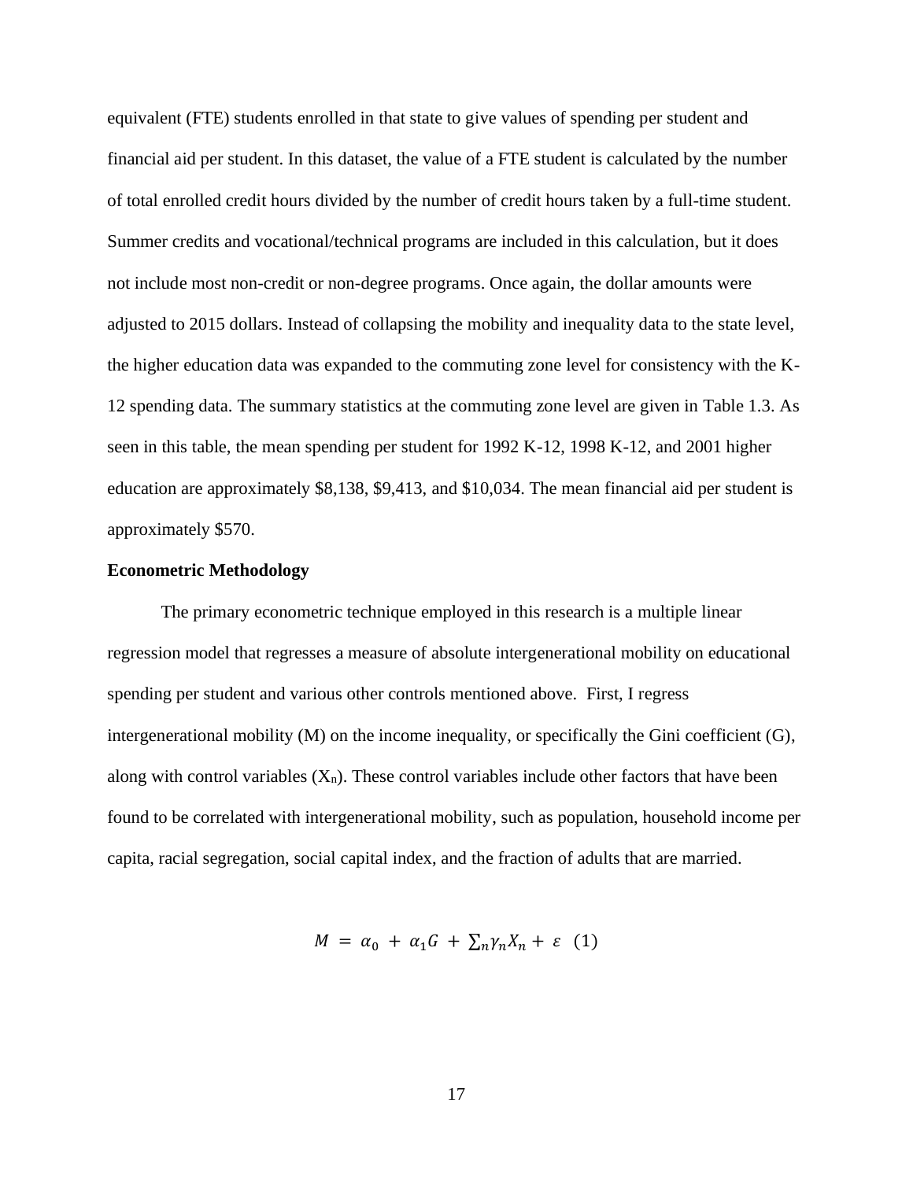equivalent (FTE) students enrolled in that state to give values of spending per student and financial aid per student. In this dataset, the value of a FTE student is calculated by the number of total enrolled credit hours divided by the number of credit hours taken by a full-time student. Summer credits and vocational/technical programs are included in this calculation, but it does not include most non-credit or non-degree programs. Once again, the dollar amounts were adjusted to 2015 dollars. Instead of collapsing the mobility and inequality data to the state level, the higher education data was expanded to the commuting zone level for consistency with the K-12 spending data. The summary statistics at the commuting zone level are given in Table 1.3. As seen in this table, the mean spending per student for 1992 K-12, 1998 K-12, and 2001 higher education are approximately $8,138, $9,413, and $10,034. The mean financial aid per student is approximately $570.

**Econometric Methodology**

The primary econometric technique employed in this research is a multiple linear regression model that regresses a measure of absolute intergenerational mobility on educational spending per student and various other controls mentioned above. First, I regress intergenerational mobility (M) on the income inequality, or specifically the Gini coefficient (G), along with control variables ($X_n$). These control variables include other factors that have been found to be correlated with intergenerational mobility, such as population, household income per capita, racial segregation, social capital index, and the fraction of adults that are married.

$$M = \alpha_0 + \alpha_1 G + \sum_n \gamma_n X_n + \varepsilon \quad (1)$$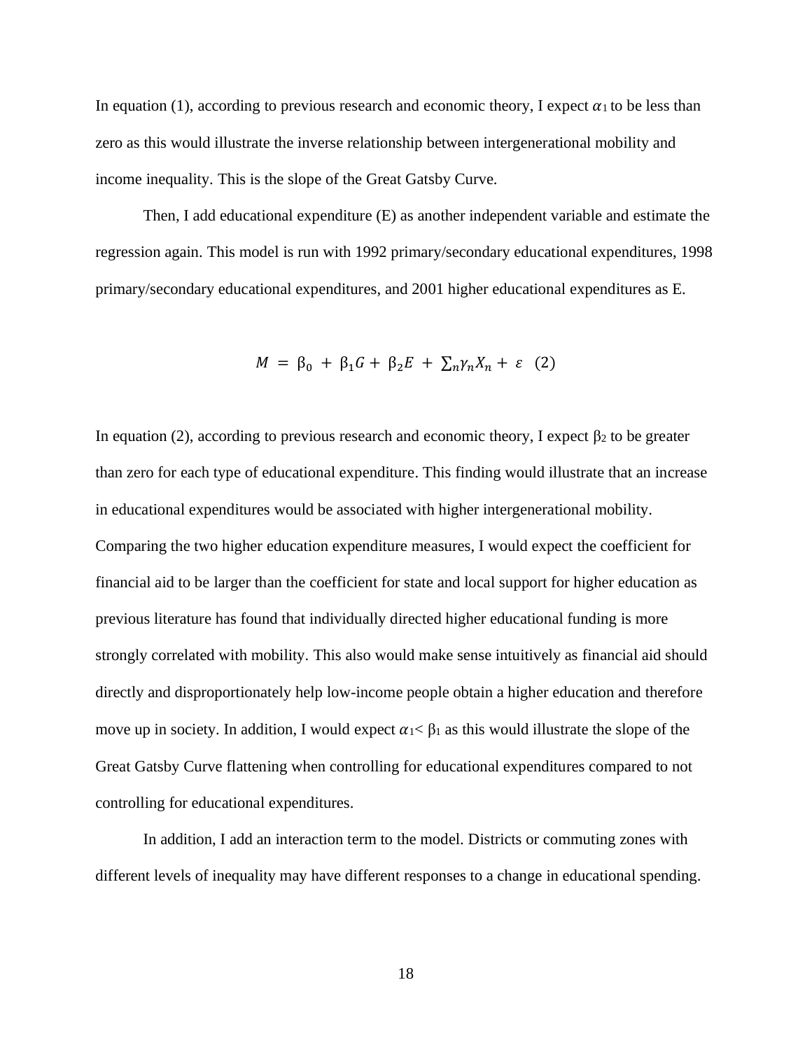In equation (1), according to previous research and economic theory, I expect $\alpha_1$ to be less than zero as this would illustrate the inverse relationship between intergenerational mobility and income inequality. This is the slope of the Great Gatsby Curve.

Then, I add educational expenditure (E) as another independent variable and estimate the regression again. This model is run with 1992 primary/secondary educational expenditures, 1998 primary/secondary educational expenditures, and 2001 higher educational expenditures as E.

$$M = \beta_0 + \beta_1 G + \beta_2 E + \sum_n \gamma_n X_n + \varepsilon \quad (2)$$

In equation (2), according to previous research and economic theory, I expect $\beta_2$ to be greater than zero for each type of educational expenditure. This finding would illustrate that an increase in educational expenditures would be associated with higher intergenerational mobility. Comparing the two higher education expenditure measures, I would expect the coefficient for financial aid to be larger than the coefficient for state and local support for higher education as previous literature has found that individually directed higher educational funding is more strongly correlated with mobility. This also would make sense intuitively as financial aid should directly and disproportionately help low-income people obtain a higher education and therefore move up in society. In addition, I would expect $\alpha_1 < \beta_1$ as this would illustrate the slope of the Great Gatsby Curve flattening when controlling for educational expenditures compared to not controlling for educational expenditures.

In addition, I add an interaction term to the model. Districts or commuting zones with different levels of inequality may have different responses to a change in educational spending.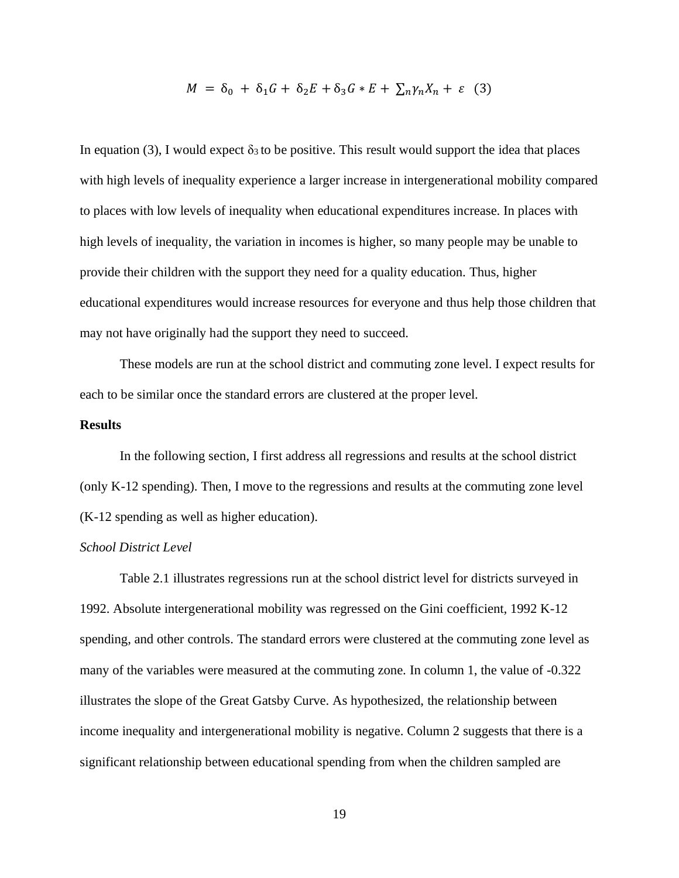$$M = \delta_0 + \delta_1 G + \delta_2 E + \delta_3 G * E + \sum_n \gamma_n X_n + \varepsilon \quad (3)$$

In equation (3), I would expect $\delta_3$ to be positive. This result would support the idea that places with high levels of inequality experience a larger increase in intergenerational mobility compared to places with low levels of inequality when educational expenditures increase. In places with high levels of inequality, the variation in incomes is higher, so many people may be unable to provide their children with the support they need for a quality education. Thus, higher educational expenditures would increase resources for everyone and thus help those children that may not have originally had the support they need to succeed.

These models are run at the school district and commuting zone level. I expect results for each to be similar once the standard errors are clustered at the proper level.

**Results**

In the following section, I first address all regressions and results at the school district (only K-12 spending). Then, I move to the regressions and results at the commuting zone level (K-12 spending as well as higher education).

*School District Level*

Table 2.1 illustrates regressions run at the school district level for districts surveyed in 1992. Absolute intergenerational mobility was regressed on the Gini coefficient, 1992 K-12 spending, and other controls. The standard errors were clustered at the commuting zone level as many of the variables were measured at the commuting zone. In column 1, the value of -0.322 illustrates the slope of the Great Gatsby Curve. As hypothesized, the relationship between income inequality and intergenerational mobility is negative. Column 2 suggests that there is a significant relationship between educational spending from when the children sampled are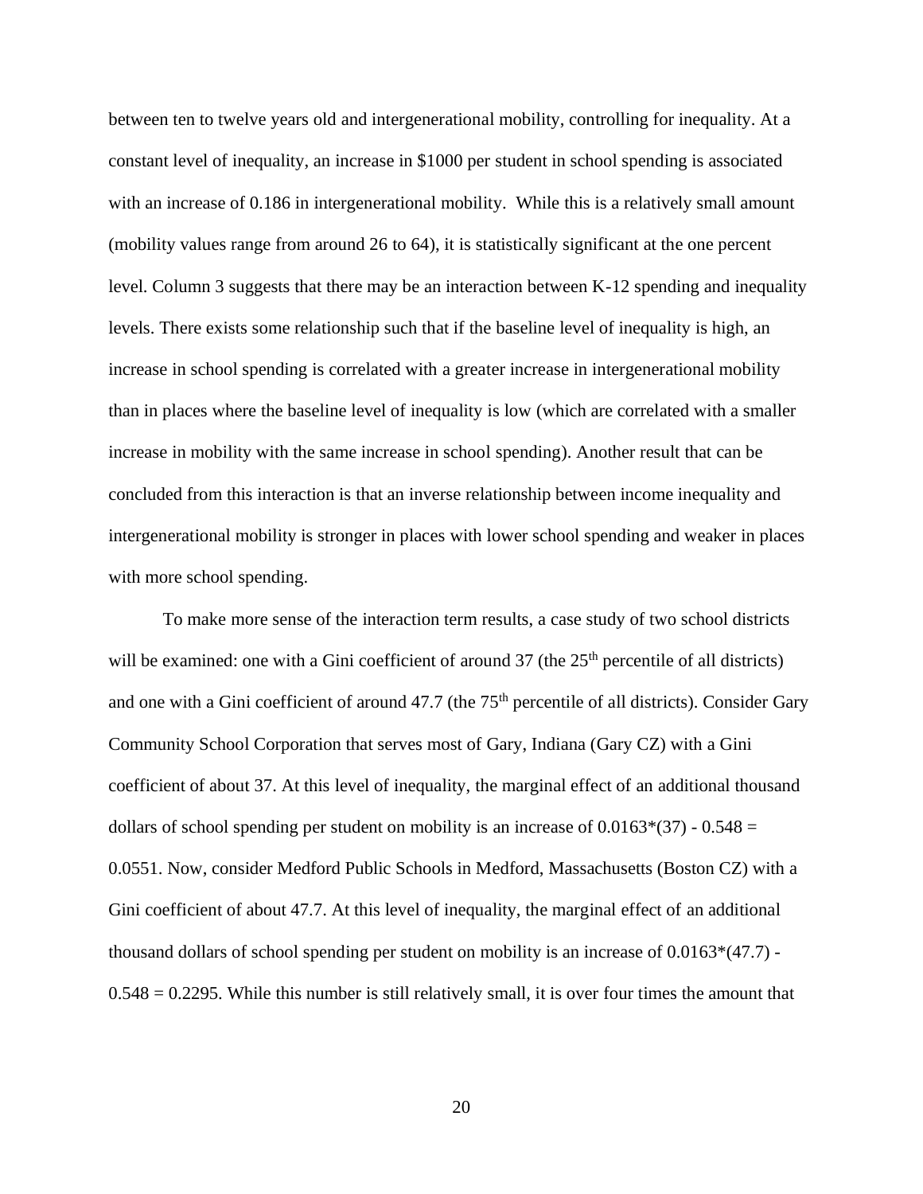between ten to twelve years old and intergenerational mobility, controlling for inequality. At a constant level of inequality, an increase in $1000 per student in school spending is associated with an increase of 0.186 in intergenerational mobility. While this is a relatively small amount (mobility values range from around 26 to 64), it is statistically significant at the one percent level. Column 3 suggests that there may be an interaction between K-12 spending and inequality levels. There exists some relationship such that if the baseline level of inequality is high, an increase in school spending is correlated with a greater increase in intergenerational mobility than in places where the baseline level of inequality is low (which are correlated with a smaller increase in mobility with the same increase in school spending). Another result that can be concluded from this interaction is that an inverse relationship between income inequality and intergenerational mobility is stronger in places with lower school spending and weaker in places with more school spending.

To make more sense of the interaction term results, a case study of two school districts will be examined: one with a Gini coefficient of around 37 (the $25^{th}$ percentile of all districts) and one with a Gini coefficient of around 47.7 (the $75^{th}$ percentile of all districts). Consider Gary Community School Corporation that serves most of Gary, Indiana (Gary CZ) with a Gini coefficient of about 37. At this level of inequality, the marginal effect of an additional thousand dollars of school spending per student on mobility is an increase of $0.0163*(37) - 0.548 = 0.0551$. Now, consider Medford Public Schools in Medford, Massachusetts (Boston CZ) with a Gini coefficient of about 47.7. At this level of inequality, the marginal effect of an additional thousand dollars of school spending per student on mobility is an increase of $0.0163*(47.7) - 0.548 = 0.2295$. While this number is still relatively small, it is over four times the amount that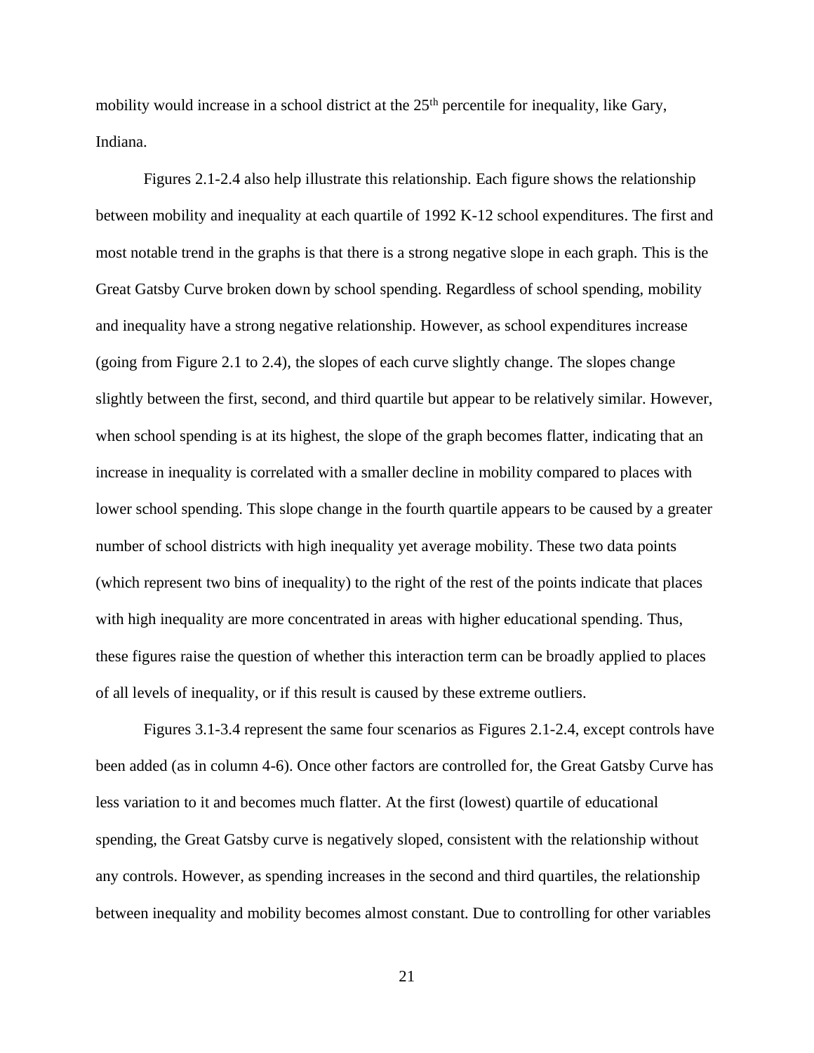mobility would increase in a school district at the 25th percentile for inequality, like Gary, Indiana.

Figures 2.1-2.4 also help illustrate this relationship. Each figure shows the relationship between mobility and inequality at each quartile of 1992 K-12 school expenditures. The first and most notable trend in the graphs is that there is a strong negative slope in each graph. This is the Great Gatsby Curve broken down by school spending. Regardless of school spending, mobility and inequality have a strong negative relationship. However, as school expenditures increase (going from Figure 2.1 to 2.4), the slopes of each curve slightly change. The slopes change slightly between the first, second, and third quartile but appear to be relatively similar. However, when school spending is at its highest, the slope of the graph becomes flatter, indicating that an increase in inequality is correlated with a smaller decline in mobility compared to places with lower school spending. This slope change in the fourth quartile appears to be caused by a greater number of school districts with high inequality yet average mobility. These two data points (which represent two bins of inequality) to the right of the rest of the points indicate that places with high inequality are more concentrated in areas with higher educational spending. Thus, these figures raise the question of whether this interaction term can be broadly applied to places of all levels of inequality, or if this result is caused by these extreme outliers.

Figures 3.1-3.4 represent the same four scenarios as Figures 2.1-2.4, except controls have been added (as in column 4-6). Once other factors are controlled for, the Great Gatsby Curve has less variation to it and becomes much flatter. At the first (lowest) quartile of educational spending, the Great Gatsby curve is negatively sloped, consistent with the relationship without any controls. However, as spending increases in the second and third quartiles, the relationship between inequality and mobility becomes almost constant. Due to controlling for other variables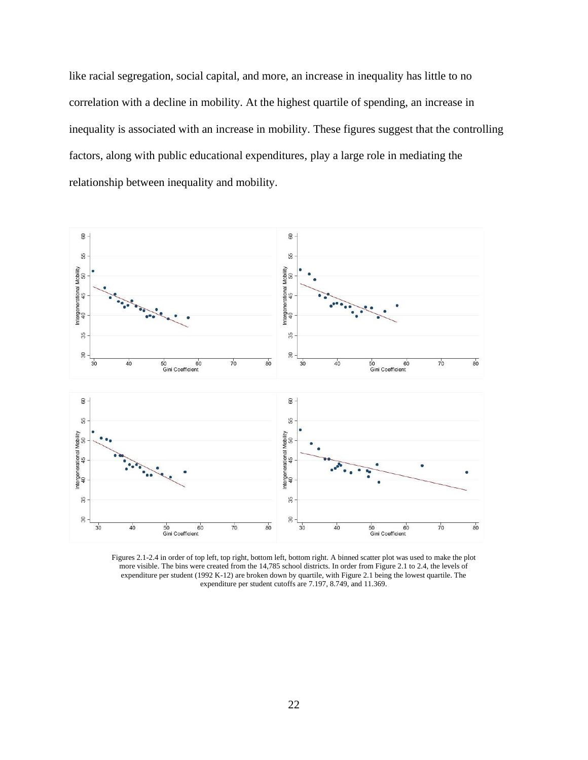like racial segregation, social capital, and more, an increase in inequality has little to no correlation with a decline in mobility. At the highest quartile of spending, an increase in inequality is associated with an increase in mobility. These figures suggest that the controlling factors, along with public educational expenditures, play a large role in mediating the relationship between inequality and mobility.

Figures 2.1-2.4 in order of top left, top right, bottom left, bottom right. A binned scatter plot was used to make the plot more visible. The bins were created from the 14,785 school districts. In order from Figure 2.1 to 2.4, the levels of expenditure per student (1992 K-12) are broken down by quartile, with Figure 2.1 being the lowest quartile. The expenditure per student cutoffs are 7.197, 8.749, and 11.369.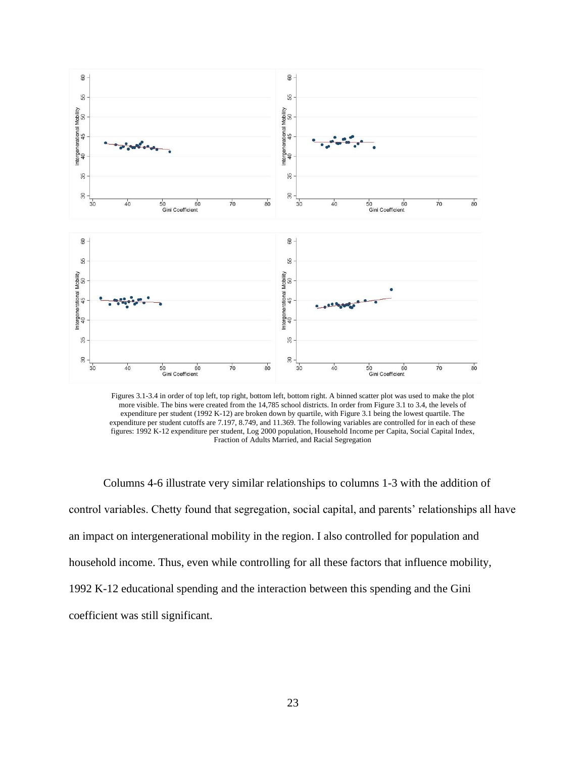Figures 3.1-3.4 in order of top left, top right, bottom left, bottom right. A binned scatter plot was used to make the plot more visible. The bins were created from the 14,785 school districts. In order from Figure 3.1 to 3.4, the levels of expenditure per student (1992 K-12) are broken down by quartile, with Figure 3.1 being the lowest quartile. The expenditure per student cutoffs are 7.197, 8.749, and 11.369. The following variables are controlled for in each of these figures: 1992 K-12 expenditure per student, Log 2000 population, Household Income per Capita, Social Capital Index, Fraction of Adults Married, and Racial Segregation

Columns 4-6 illustrate very similar relationships to columns 1-3 with the addition of control variables. Chetty found that segregation, social capital, and parents' relationships all have an impact on intergenerational mobility in the region. I also controlled for population and household income. Thus, even while controlling for all these factors that influence mobility, 1992 K-12 educational spending and the interaction between this spending and the Gini coefficient was still significant.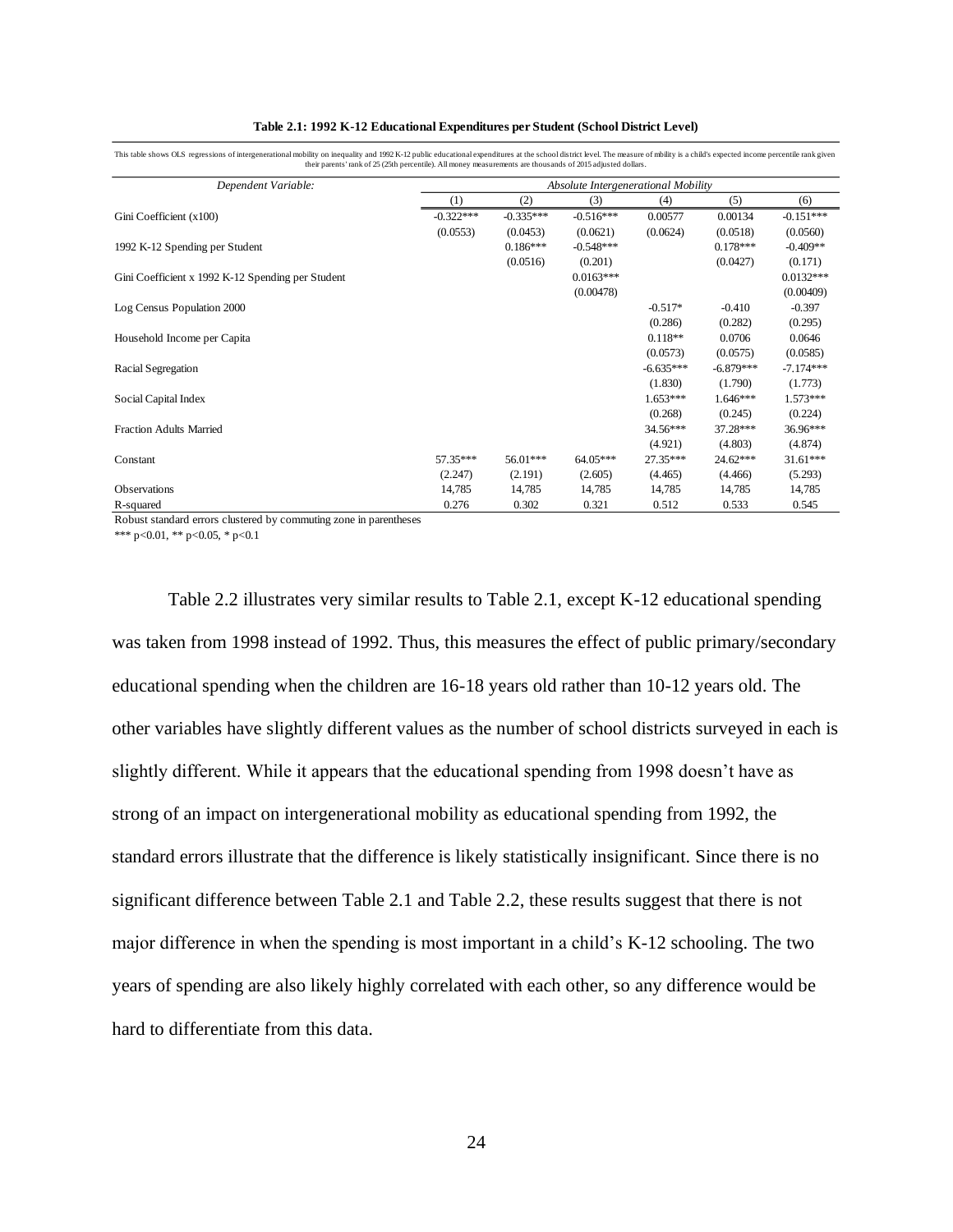**Table 2.1: 1992 K-12 Educational Expenditures per Student (School District Level)**

This table shows OLS regressions of intergenerational mobility on inequality and 1992 K-12 public educational expenditures at the school district level. The measure of mobility is a child's expected income percentile rank given their parents' rank of 25 (25th percentile). All money measurements are thousands of 2015 adjusted dollars.

| *Dependent Variable:* | *Absolute Intergenerational Mobility* | | | | | |
|---|---|---|---|---|---|---|
| | (1) | (2) | (3) | (4) | (5) | (6) |
| Gini Coefficient (x100) | -0.322*** | -0.335*** | -0.516*** | 0.00577 | 0.00134 | -0.151*** |
| | (0.0553) | (0.0453) | (0.0621) | (0.0624) | (0.0518) | (0.0560) |
| 1992 K-12 Spending per Student | | 0.186*** | -0.548*** | | 0.178*** | -0.409** |
| | | (0.0516) | (0.201) | | (0.0427) | (0.171) |
| Gini Coefficient x 1992 K-12 Spending per Student | | | 0.0163*** | | | 0.0132*** |
| | | | (0.00478) | | | (0.00409) |
| Log Census Population 2000 | | | | -0.517* | -0.410 | -0.397 |
| | | | | (0.286) | (0.282) | (0.295) |
| Household Income per Capita | | | | 0.118** | 0.0706 | 0.0646 |
| | | | | (0.0573) | (0.0575) | (0.0585) |
| Racial Segregation | | | | -6.635*** | -6.879*** | -7.174*** |
| | | | | (1.830) | (1.790) | (1.773) |
| Social Capital Index | | | | 1.653*** | 1.646*** | 1.573*** |
| | | | | (0.268) | (0.245) | (0.224) |
| Fraction Adults Married | | | | 34.56*** | 37.28*** | 36.96*** |
| | | | | (4.921) | (4.803) | (4.874) |
| Constant | 57.35*** | 56.01*** | 64.05*** | 27.35*** | 24.62*** | 31.61*** |
| | (2.247) | (2.191) | (2.605) | (4.465) | (4.466) | (5.293) |
| Observations | 14,785 | 14,785 | 14,785 | 14,785 | 14,785 | 14,785 |
| R-squared | 0.276 | 0.302 | 0.321 | 0.512 | 0.533 | 0.545 |

Robust standard errors clustered by commuting zone in parentheses

*** p<0.01, ** p<0.05, * p<0.1

Table 2.2 illustrates very similar results to Table 2.1, except K-12 educational spending was taken from 1998 instead of 1992. Thus, this measures the effect of public primary/secondary educational spending when the children are 16-18 years old rather than 10-12 years old. The other variables have slightly different values as the number of school districts surveyed in each is slightly different. While it appears that the educational spending from 1998 doesn't have as strong of an impact on intergenerational mobility as educational spending from 1992, the standard errors illustrate that the difference is likely statistically insignificant. Since there is no significant difference between Table 2.1 and Table 2.2, these results suggest that there is not major difference in when the spending is most important in a child's K-12 schooling. The two years of spending are also likely highly correlated with each other, so any difference would be hard to differentiate from this data.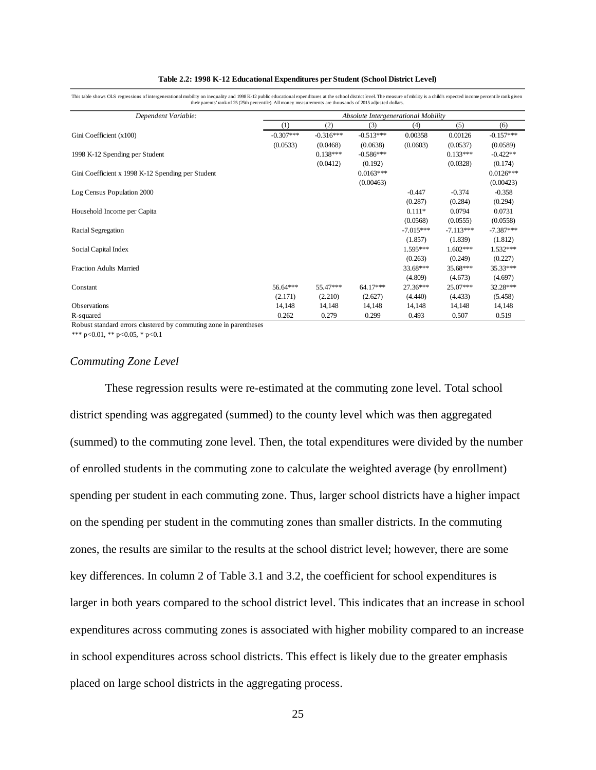**Table 2.2: 1998 K-12 Educational Expenditures per Student (School District Level)**

This table shows OLS regressions of intergenerational mobility on inequality and 1998 K-12 public educational expenditures at the school district level. The measure of mobility is a child's expected income percentile rank given their parents' rank of 25 (25th percentile). All money measurements are thousands of 2015 adjusted dollars.

| *Dependent Variable:* | *Absolute Intergenerational Mobility* | | | | | |
|---|---|---|---|---|---|---|
| | (1) | (2) | (3) | (4) | (5) | (6) |
| Gini Coefficient (x100) | -0.307*** | -0.316*** | -0.513*** | 0.00358 | 0.00126 | -0.157*** |
| | (0.0533) | (0.0468) | (0.0638) | (0.0603) | (0.0537) | (0.0589) |
| 1998 K-12 Spending per Student | | 0.138*** | -0.586*** | | 0.133*** | -0.422** |
| | | (0.0412) | (0.192) | | (0.0328) | (0.174) |
| Gini Coefficient x 1998 K-12 Spending per Student | | | 0.0163*** | | | 0.0126*** |
| | | | (0.00463) | | | (0.00423) |
| Log Census Population 2000 | | | | -0.447 | -0.374 | -0.358 |
| | | | | (0.287) | (0.284) | (0.294) |
| Household Income per Capita | | | | 0.111* | 0.0794 | 0.0731 |
| | | | | (0.0568) | (0.0555) | (0.0558) |
| Racial Segregation | | | | -7.015*** | -7.113*** | -7.387*** |
| | | | | (1.857) | (1.839) | (1.812) |
| Social Capital Index | | | | 1.595*** | 1.602*** | 1.532*** |
| | | | | (0.263) | (0.249) | (0.227) |
| Fraction Adults Married | | | | 33.68*** | 35.68*** | 35.33*** |
| | | | | (4.809) | (4.673) | (4.697) |
| Constant | 56.64*** | 55.47*** | 64.17*** | 27.36*** | 25.07*** | 32.28*** |
| | (2.171) | (2.210) | (2.627) | (4.440) | (4.433) | (5.458) |
| Observations | 14,148 | 14,148 | 14,148 | 14,148 | 14,148 | 14,148 |
| R-squared | 0.262 | 0.279 | 0.299 | 0.493 | 0.507 | 0.519 |

Robust standard errors clustered by commuting zone in parentheses

*** p<0.01, ** p<0.05, * p<0.1

### *Commuting Zone Level*

These regression results were re-estimated at the commuting zone level. Total school district spending was aggregated (summed) to the county level which was then aggregated (summed) to the commuting zone level. Then, the total expenditures were divided by the number of enrolled students in the commuting zone to calculate the weighted average (by enrollment) spending per student in each commuting zone. Thus, larger school districts have a higher impact on the spending per student in the commuting zones than smaller districts. In the commuting zones, the results are similar to the results at the school district level; however, there are some key differences. In column 2 of Table 3.1 and 3.2, the coefficient for school expenditures is larger in both years compared to the school district level. This indicates that an increase in school expenditures across commuting zones is associated with higher mobility compared to an increase in school expenditures across school districts. This effect is likely due to the greater emphasis placed on large school districts in the aggregating process.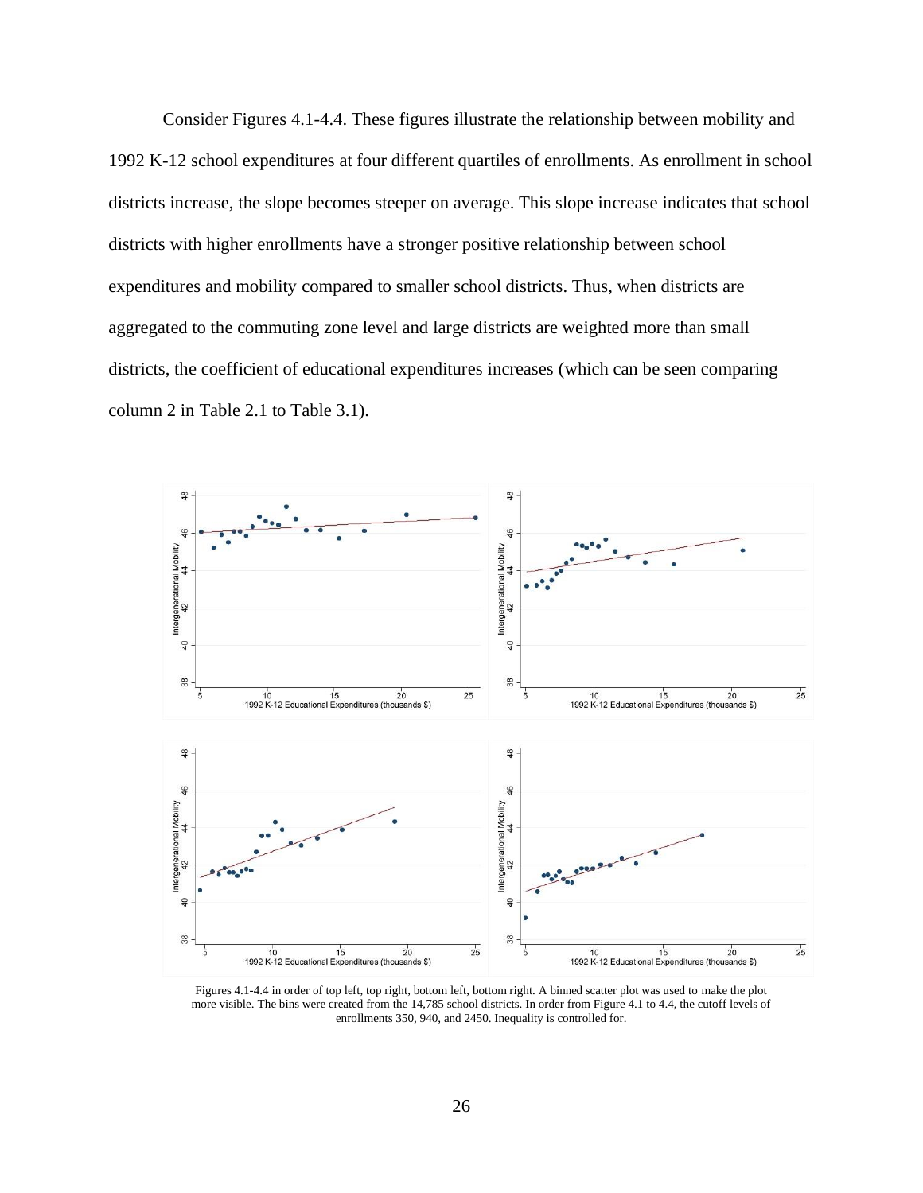Consider Figures 4.1-4.4. These figures illustrate the relationship between mobility and 1992 K-12 school expenditures at four different quartiles of enrollments. As enrollment in school districts increase, the slope becomes steeper on average. This slope increase indicates that school districts with higher enrollments have a stronger positive relationship between school expenditures and mobility compared to smaller school districts. Thus, when districts are aggregated to the commuting zone level and large districts are weighted more than small districts, the coefficient of educational expenditures increases (which can be seen comparing column 2 in Table 2.1 to Table 3.1).

Figures 4.1-4.4 in order of top left, top right, bottom left, bottom right. A binned scatter plot was used to make the plot more visible. The bins were created from the 14,785 school districts. In order from Figure 4.1 to 4.4, the cutoff levels of enrollments 350, 940, and 2450. Inequality is controlled for.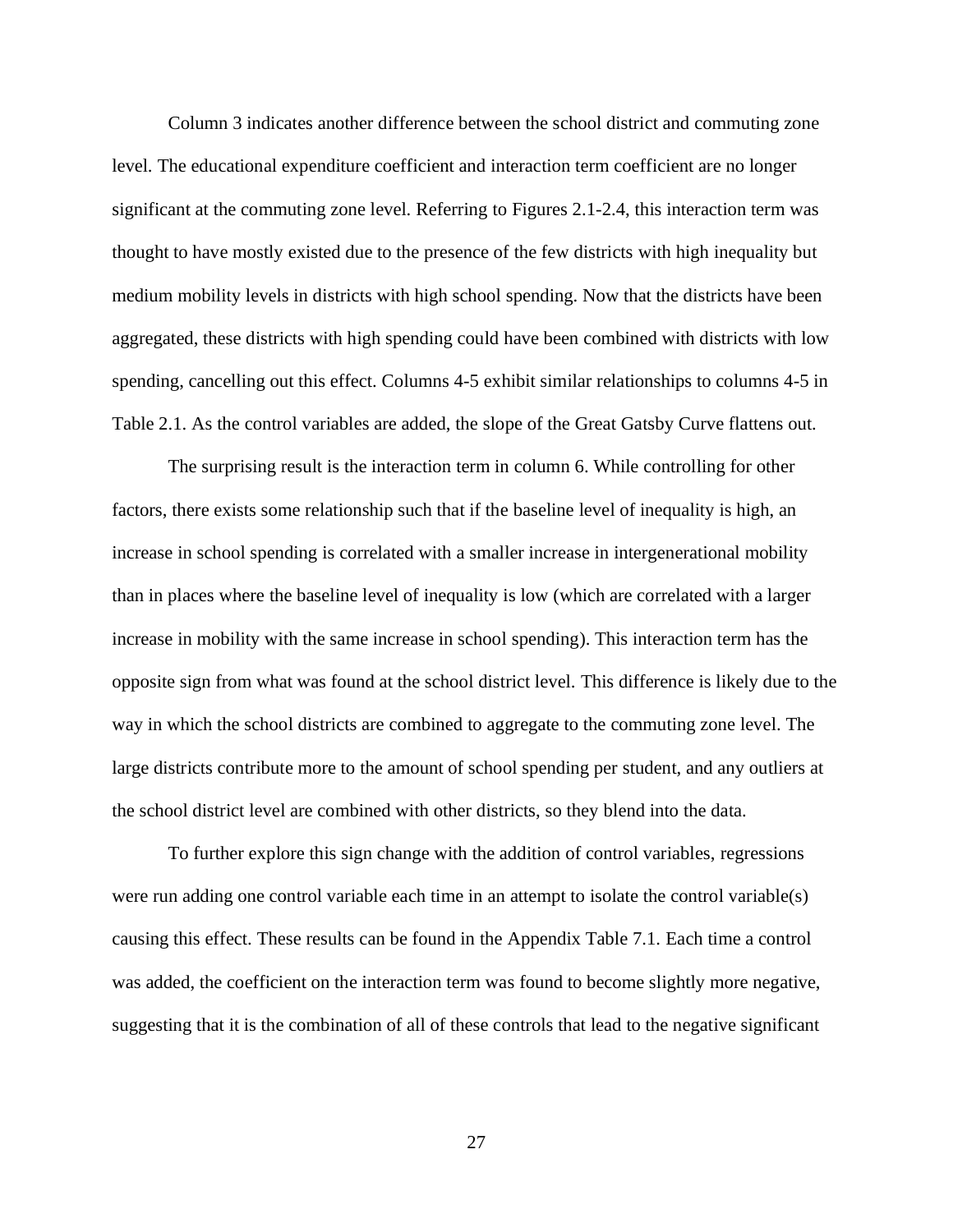Column 3 indicates another difference between the school district and commuting zone level. The educational expenditure coefficient and interaction term coefficient are no longer significant at the commuting zone level. Referring to Figures 2.1-2.4, this interaction term was thought to have mostly existed due to the presence of the few districts with high inequality but medium mobility levels in districts with high school spending. Now that the districts have been aggregated, these districts with high spending could have been combined with districts with low spending, cancelling out this effect. Columns 4-5 exhibit similar relationships to columns 4-5 in Table 2.1. As the control variables are added, the slope of the Great Gatsby Curve flattens out.

The surprising result is the interaction term in column 6. While controlling for other factors, there exists some relationship such that if the baseline level of inequality is high, an increase in school spending is correlated with a smaller increase in intergenerational mobility than in places where the baseline level of inequality is low (which are correlated with a larger increase in mobility with the same increase in school spending). This interaction term has the opposite sign from what was found at the school district level. This difference is likely due to the way in which the school districts are combined to aggregate to the commuting zone level. The large districts contribute more to the amount of school spending per student, and any outliers at the school district level are combined with other districts, so they blend into the data.

To further explore this sign change with the addition of control variables, regressions were run adding one control variable each time in an attempt to isolate the control variable(s) causing this effect. These results can be found in the Appendix Table 7.1. Each time a control was added, the coefficient on the interaction term was found to become slightly more negative, suggesting that it is the combination of all of these controls that lead to the negative significant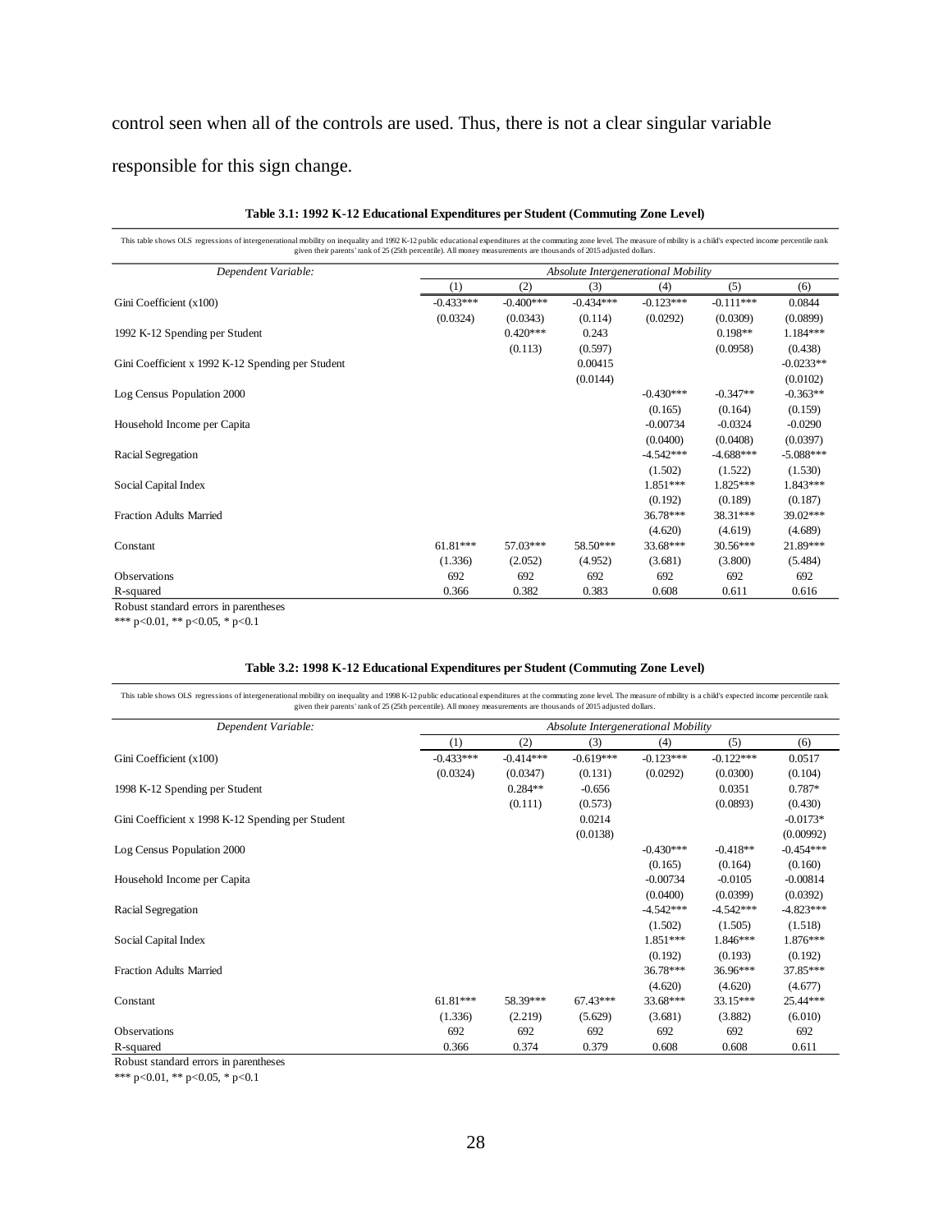control seen when all of the controls are used. Thus, there is not a clear singular variable responsible for this sign change.

**Table 3.1: 1992 K-12 Educational Expenditures per Student (Commuting Zone Level)**

This table shows OLS regressions of intergenerational mobility on inequality and 1992 K-12 public educational expenditures at the commuting zone level. The measure of mbility is a child's expected income percentile rank given their parents' rank of 25 (25th percentile). All money measurements are thousands of 2015 adjusted dollars.

| *Dependent Variable:* | *Absolute Intergenerational Mobility* | | | | | |
|---|---|---|---|---|---|---|
| | (1) | (2) | (3) | (4) | (5) | (6) |
| Gini Coefficient (x100) | -0.433*** | -0.400*** | -0.434*** | -0.123*** | -0.111*** | 0.0844 |
| | (0.0324) | (0.0343) | (0.114) | (0.0292) | (0.0309) | (0.0899) |
| 1992 K-12 Spending per Student | | 0.420*** | 0.243 | | 0.198** | 1.184*** |
| | | (0.113) | (0.597) | | (0.0958) | (0.438) |
| Gini Coefficient x 1992 K-12 Spending per Student | | | 0.00415 | | | -0.0233** |
| | | | (0.0144) | | | (0.0102) |
| Log Census Population 2000 | | | | -0.430*** | -0.347** | -0.363** |
| | | | | (0.165) | (0.164) | (0.159) |
| Household Income per Capita | | | | -0.00734 | -0.0324 | -0.0290 |
| | | | | (0.0400) | (0.0408) | (0.0397) |
| Racial Segregation | | | | -4.542*** | -4.688*** | -5.088*** |
| | | | | (1.502) | (1.522) | (1.530) |
| Social Capital Index | | | | 1.851*** | 1.825*** | 1.843*** |
| | | | | (0.192) | (0.189) | (0.187) |
| Fraction Adults Married | | | | 36.78*** | 38.31*** | 39.02*** |
| | | | | (4.620) | (4.619) | (4.689) |
| Constant | 61.81*** | 57.03*** | 58.50*** | 33.68*** | 30.56*** | 21.89*** |
| | (1.336) | (2.052) | (4.952) | (3.681) | (3.800) | (5.484) |
| Observations | 692 | 692 | 692 | 692 | 692 | 692 |
| R-squared | 0.366 | 0.382 | 0.383 | 0.608 | 0.611 | 0.616 |

Robust standard errors in parentheses

*** p<0.01, ** p<0.05, * p<0.1

**Table 3.2: 1998 K-12 Educational Expenditures per Student (Commuting Zone Level)**

This table shows OLS regressions of intergenerational mobility on inequality and 1998 K-12 public educational expenditures at the commuting zone level. The measure of mbility is a child's expected income percentile rank given their parents' rank of 25 (25th percentile). All money measurements are thousands of 2015 adjusted dollars.

| *Dependent Variable:* | *Absolute Intergenerational Mobility* | | | | | |
|---|---|---|---|---|---|---|
| | (1) | (2) | (3) | (4) | (5) | (6) |
| Gini Coefficient (x100) | -0.433*** | -0.414*** | -0.619*** | -0.123*** | -0.122*** | 0.0517 |
| | (0.0324) | (0.0347) | (0.131) | (0.0292) | (0.0300) | (0.104) |
| 1998 K-12 Spending per Student | | 0.284** | -0.656 | | 0.0351 | 0.787* |
| | | (0.111) | (0.573) | | (0.0893) | (0.430) |
| Gini Coefficient x 1998 K-12 Spending per Student | | | 0.0214 | | | -0.0173* |
| | | | (0.0138) | | | (0.00992) |
| Log Census Population 2000 | | | | -0.430*** | -0.418** | -0.454*** |
| | | | | (0.165) | (0.164) | (0.160) |
| Household Income per Capita | | | | -0.00734 | -0.0105 | -0.00814 |
| | | | | (0.0400) | (0.0399) | (0.0392) |
| Racial Segregation | | | | -4.542*** | -4.542*** | -4.823*** |
| | | | | (1.502) | (1.505) | (1.518) |
| Social Capital Index | | | | 1.851*** | 1.846*** | 1.876*** |
| | | | | (0.192) | (0.193) | (0.192) |
| Fraction Adults Married | | | | 36.78*** | 36.96*** | 37.85*** |
| | | | | (4.620) | (4.620) | (4.677) |
| Constant | 61.81*** | 58.39*** | 67.43*** | 33.68*** | 33.15*** | 25.44*** |
| | (1.336) | (2.219) | (5.629) | (3.681) | (3.882) | (6.010) |
| Observations | 692 | 692 | 692 | 692 | 692 | 692 |
| R-squared | 0.366 | 0.374 | 0.379 | 0.608 | 0.608 | 0.611 |

Robust standard errors in parentheses

*** p<0.01, ** p<0.05, * p<0.1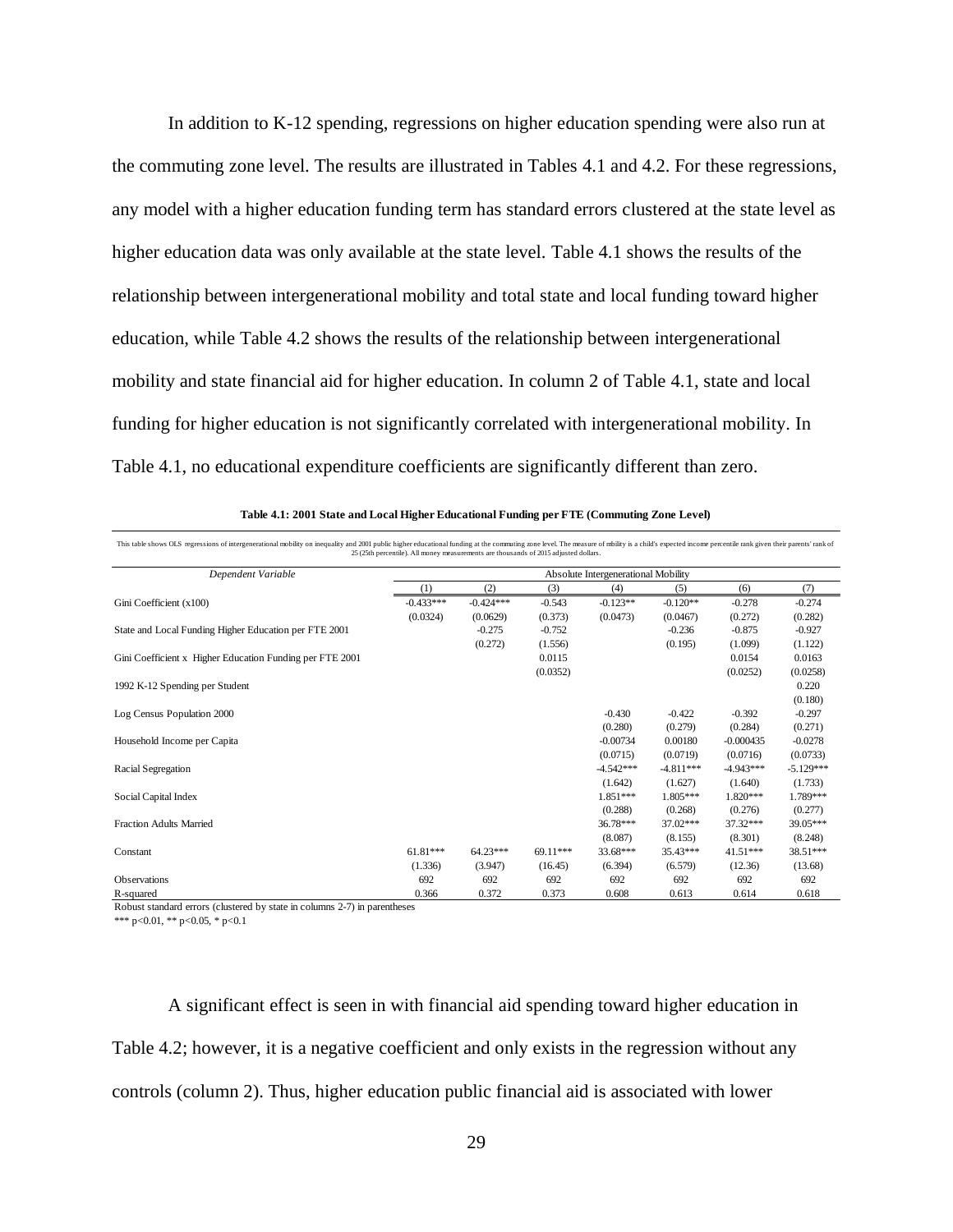In addition to K-12 spending, regressions on higher education spending were also run at the commuting zone level. The results are illustrated in Tables 4.1 and 4.2. For these regressions, any model with a higher education funding term has standard errors clustered at the state level as higher education data was only available at the state level. Table 4.1 shows the results of the relationship between intergenerational mobility and total state and local funding toward higher education, while Table 4.2 shows the results of the relationship between intergenerational mobility and state financial aid for higher education. In column 2 of Table 4.1, state and local funding for higher education is not significantly correlated with intergenerational mobility. In Table 4.1, no educational expenditure coefficients are significantly different than zero.

**Table 4.1: 2001 State and Local Higher Educational Funding per FTE (Commuting Zone Level)**

This table shows OLS regressions of intergenerational mobility on inequality and 2001 public higher educational funding at the commuting zone level. The measure of mbility is a child's expected income percentile rank given their parents' rank of 25 (25th percentile). All money measurements are thousands of 2015 adjusted dollars.

| *Dependent Variable* | Absolute Intergenerational Mobility | | | | | | |
|---|---|---|---|---|---|---|---|
| | (1) | (2) | (3) | (4) | (5) | (6) | (7) |
| Gini Coefficient (x100) | -0.433*** | -0.424*** | -0.543 | -0.123** | -0.120** | -0.278 | -0.274 |
| | (0.0324) | (0.0629) | (0.373) | (0.0473) | (0.0467) | (0.272) | (0.282) |
| State and Local Funding Higher Education per FTE 2001 | | -0.275 | -0.752 | | -0.236 | -0.875 | -0.927 |
| | | (0.272) | (1.556) | | (0.195) | (1.099) | (1.122) |
| Gini Coefficient x Higher Education Funding per FTE 2001 | | | 0.0115 | | | 0.0154 | 0.0163 |
| | | | (0.0352) | | | (0.0252) | (0.0258) |
| 1992 K-12 Spending per Student | | | | | | | 0.220 |
| | | | | | | | (0.180) |
| Log Census Population 2000 | | | | -0.430 | -0.422 | -0.392 | -0.297 |
| | | | | (0.280) | (0.279) | (0.284) | (0.271) |
| Household Income per Capita | | | | -0.00734 | 0.00180 | -0.000435 | -0.0278 |
| | | | | (0.0715) | (0.0719) | (0.0716) | (0.0733) |
| Racial Segregation | | | | -4.542*** | -4.811*** | -4.943*** | -5.129*** |
| | | | | (1.642) | (1.627) | (1.640) | (1.733) |
| Social Capital Index | | | | 1.851*** | 1.805*** | 1.820*** | 1.789*** |
| | | | | (0.288) | (0.268) | (0.276) | (0.277) |
| Fraction Adults Married | | | | 36.78*** | 37.02*** | 37.32*** | 39.05*** |
| | | | | (8.087) | (8.155) | (8.301) | (8.248) |
| Constant | 61.81*** | 64.23*** | 69.11*** | 33.68*** | 35.43*** | 41.51*** | 38.51*** |
| | (1.336) | (3.947) | (16.45) | (6.394) | (6.579) | (12.36) | (13.68) |
| Observations | 692 | 692 | 692 | 692 | 692 | 692 | 692 |
| R-squared | 0.366 | 0.372 | 0.373 | 0.608 | 0.613 | 0.614 | 0.618 |

Robust standard errors (clustered by state in columns 2-7) in parentheses
*** p<0.01, ** p<0.05, * p<0.1

A significant effect is seen in with financial aid spending toward higher education in Table 4.2; however, it is a negative coefficient and only exists in the regression without any controls (column 2). Thus, higher education public financial aid is associated with lower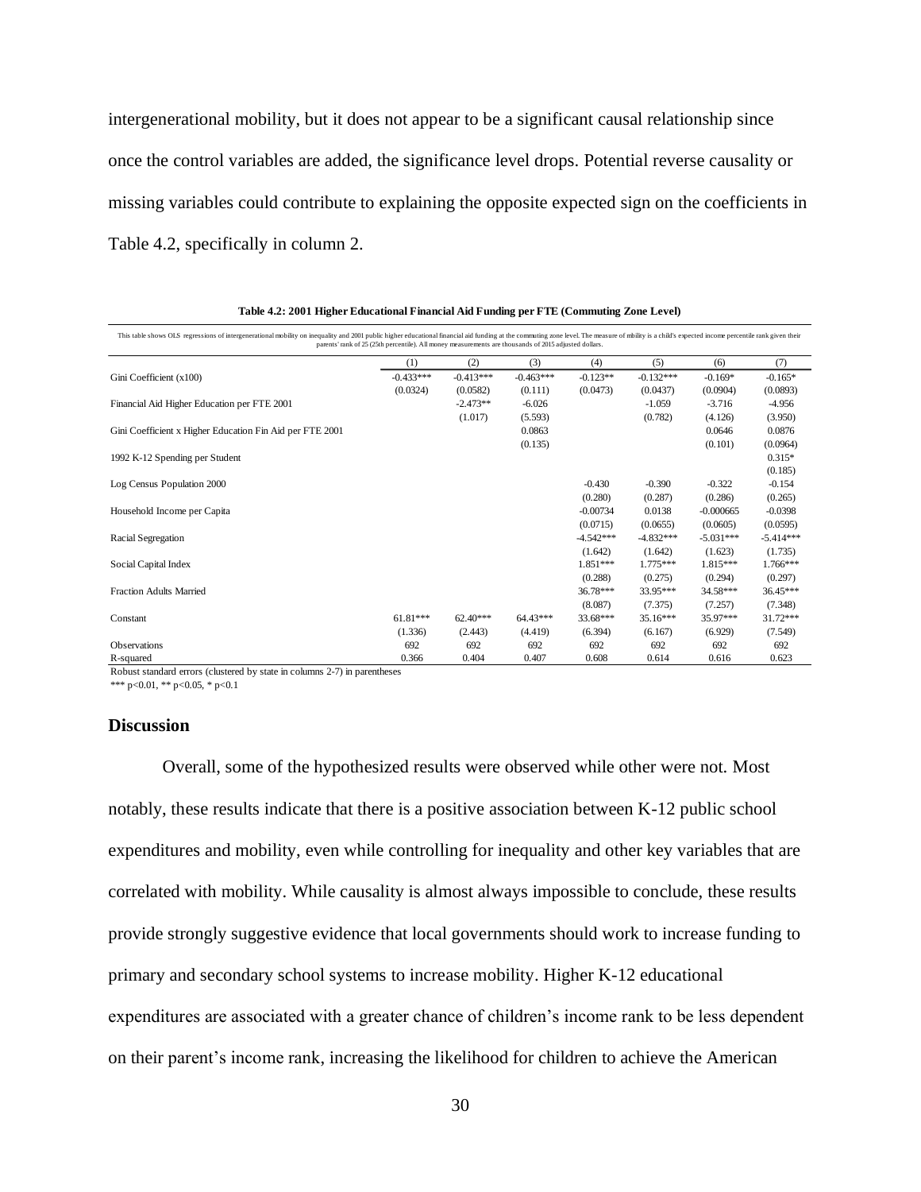intergenerational mobility, but it does not appear to be a significant causal relationship since once the control variables are added, the significance level drops. Potential reverse causality or missing variables could contribute to explaining the opposite expected sign on the coefficients in Table 4.2, specifically in column 2.

**Table 4.2: 2001 Higher Educational Financial Aid Funding per FTE (Commuting Zone Level)**

This table shows OLS regressions of intergenerational mobility on inequality and 2001 public higher educational financial aid funding at the commuting zone level. The measure of mbility is a child's expected income percentile rank given their parents' rank of 25 (25th percentile). All money measurements are thousands of 2015 adjusted dollars.

| | (1) | (2) | (3) | (4) | (5) | (6) | (7) |
|---|---|---|---|---|---|---|---|
| Gini Coefficient (x100) | -0.433*** | -0.413*** | -0.463*** | -0.123** | -0.132*** | -0.169* | -0.165* |
| | (0.0324) | (0.0582) | (0.111) | (0.0473) | (0.0437) | (0.0904) | (0.0893) |
| Financial Aid Higher Education per FTE 2001 | | -2.473** | -6.026 | | -1.059 | -3.716 | -4.956 |
| | | (1.017) | (5.593) | | (0.782) | (4.126) | (3.950) |
| Gini Coefficient x Higher Education Fin Aid per FTE 2001 | | | 0.0863 | | | 0.0646 | 0.0876 |
| | | | (0.135) | | | (0.101) | (0.0964) |
| 1992 K-12 Spending per Student | | | | | | | 0.315* |
| | | | | | | | (0.185) |
| Log Census Population 2000 | | | | -0.430 | -0.390 | -0.322 | -0.154 |
| | | | | (0.280) | (0.287) | (0.286) | (0.265) |
| Household Income per Capita | | | | -0.00734 | 0.0138 | -0.000665 | -0.0398 |
| | | | | (0.0715) | (0.0655) | (0.0605) | (0.0595) |
| Racial Segregation | | | | -4.542*** | -4.832*** | -5.031*** | -5.414*** |
| | | | | (1.642) | (1.642) | (1.623) | (1.735) |
| Social Capital Index | | | | 1.851*** | 1.775*** | 1.815*** | 1.766*** |
| | | | | (0.288) | (0.275) | (0.294) | (0.297) |
| Fraction Adults Married | | | | 36.78*** | 33.95*** | 34.58*** | 36.45*** |
| | | | | (8.087) | (7.375) | (7.257) | (7.348) |
| Constant | 61.81*** | 62.40*** | 64.43*** | 33.68*** | 35.16*** | 35.97*** | 31.72*** |
| | (1.336) | (2.443) | (4.419) | (6.394) | (6.167) | (6.929) | (7.549) |
| Observations | 692 | 692 | 692 | 692 | 692 | 692 | 692 |
| R-squared | 0.366 | 0.404 | 0.407 | 0.608 | 0.614 | 0.616 | 0.623 |

Robust standard errors (clustered by state in columns 2-7) in parentheses

*** p<0.01, ** p<0.05, * p<0.1

### Discussion

Overall, some of the hypothesized results were observed while other were not. Most notably, these results indicate that there is a positive association between K-12 public school expenditures and mobility, even while controlling for inequality and other key variables that are correlated with mobility. While causality is almost always impossible to conclude, these results provide strongly suggestive evidence that local governments should work to increase funding to primary and secondary school systems to increase mobility. Higher K-12 educational expenditures are associated with a greater chance of children's income rank to be less dependent on their parent's income rank, increasing the likelihood for children to achieve the American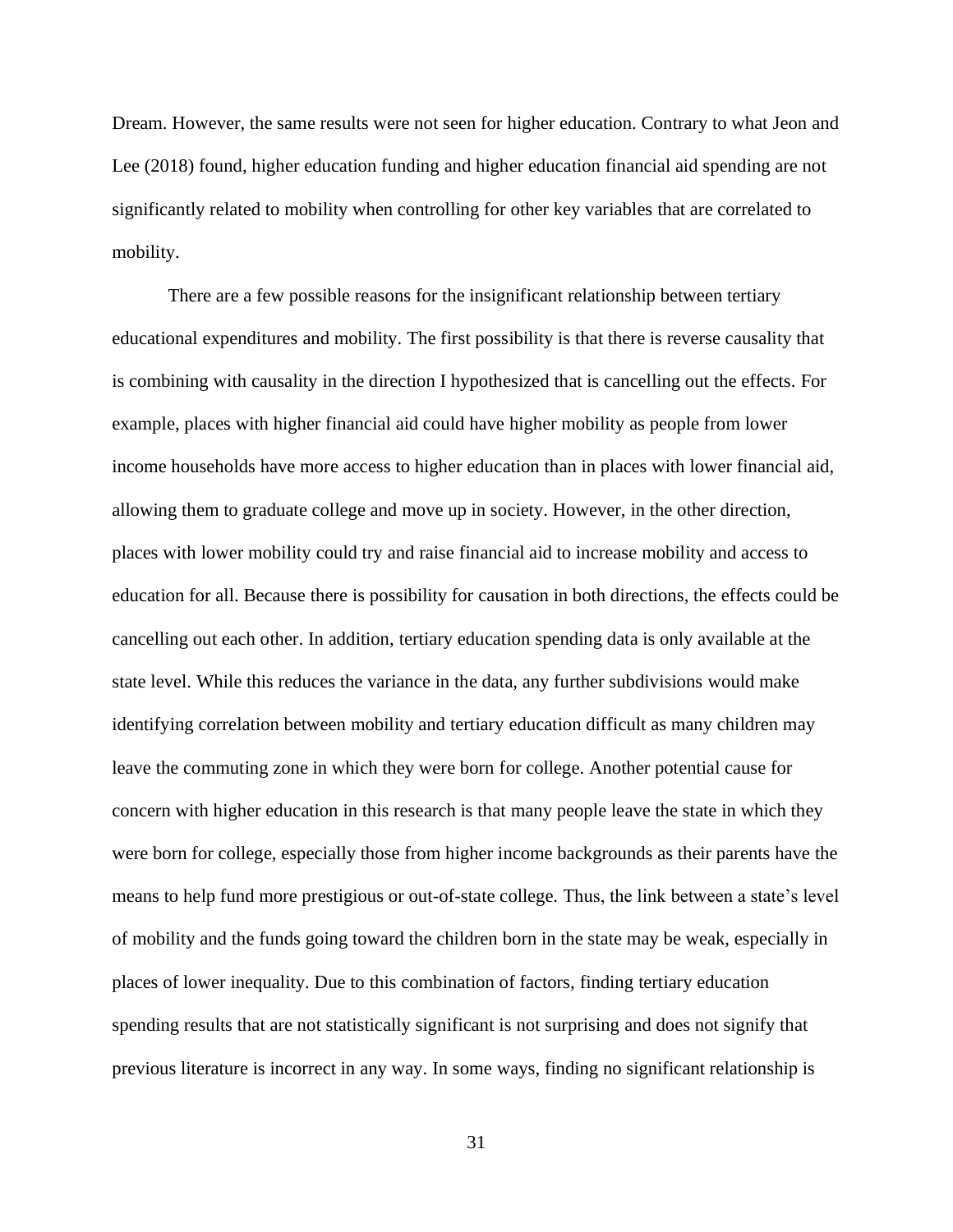Dream. However, the same results were not seen for higher education. Contrary to what Jeon and Lee (2018) found, higher education funding and higher education financial aid spending are not significantly related to mobility when controlling for other key variables that are correlated to mobility.

There are a few possible reasons for the insignificant relationship between tertiary educational expenditures and mobility. The first possibility is that there is reverse causality that is combining with causality in the direction I hypothesized that is cancelling out the effects. For example, places with higher financial aid could have higher mobility as people from lower income households have more access to higher education than in places with lower financial aid, allowing them to graduate college and move up in society. However, in the other direction, places with lower mobility could try and raise financial aid to increase mobility and access to education for all. Because there is possibility for causation in both directions, the effects could be cancelling out each other. In addition, tertiary education spending data is only available at the state level. While this reduces the variance in the data, any further subdivisions would make identifying correlation between mobility and tertiary education difficult as many children may leave the commuting zone in which they were born for college. Another potential cause for concern with higher education in this research is that many people leave the state in which they were born for college, especially those from higher income backgrounds as their parents have the means to help fund more prestigious or out-of-state college. Thus, the link between a state's level of mobility and the funds going toward the children born in the state may be weak, especially in places of lower inequality. Due to this combination of factors, finding tertiary education spending results that are not statistically significant is not surprising and does not signify that previous literature is incorrect in any way. In some ways, finding no significant relationship is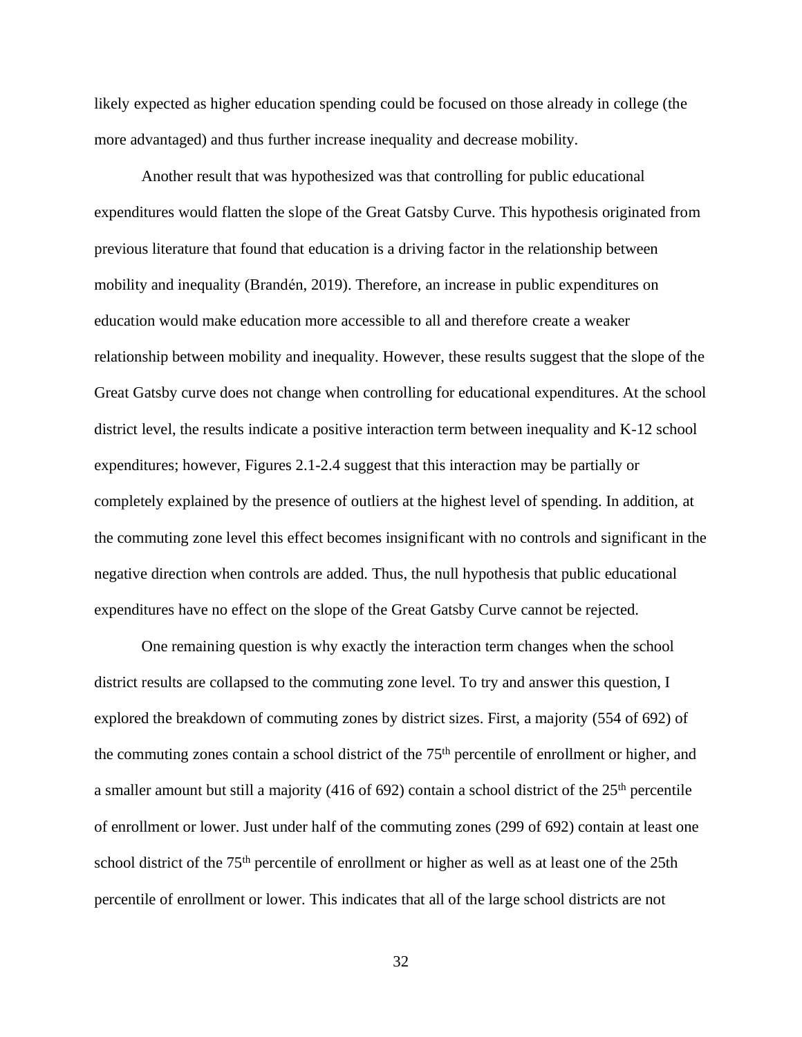likely expected as higher education spending could be focused on those already in college (the more advantaged) and thus further increase inequality and decrease mobility.

Another result that was hypothesized was that controlling for public educational expenditures would flatten the slope of the Great Gatsby Curve. This hypothesis originated from previous literature that found that education is a driving factor in the relationship between mobility and inequality (Brandén, 2019). Therefore, an increase in public expenditures on education would make education more accessible to all and therefore create a weaker relationship between mobility and inequality. However, these results suggest that the slope of the Great Gatsby curve does not change when controlling for educational expenditures. At the school district level, the results indicate a positive interaction term between inequality and K-12 school expenditures; however, Figures 2.1-2.4 suggest that this interaction may be partially or completely explained by the presence of outliers at the highest level of spending. In addition, at the commuting zone level this effect becomes insignificant with no controls and significant in the negative direction when controls are added. Thus, the null hypothesis that public educational expenditures have no effect on the slope of the Great Gatsby Curve cannot be rejected.

One remaining question is why exactly the interaction term changes when the school district results are collapsed to the commuting zone level. To try and answer this question, I explored the breakdown of commuting zones by district sizes. First, a majority (554 of 692) of the commuting zones contain a school district of the 75$^{th}$ percentile of enrollment or higher, and a smaller amount but still a majority (416 of 692) contain a school district of the 25$^{th}$ percentile of enrollment or lower. Just under half of the commuting zones (299 of 692) contain at least one school district of the 75$^{th}$ percentile of enrollment or higher as well as at least one of the 25th percentile of enrollment or lower. This indicates that all of the large school districts are not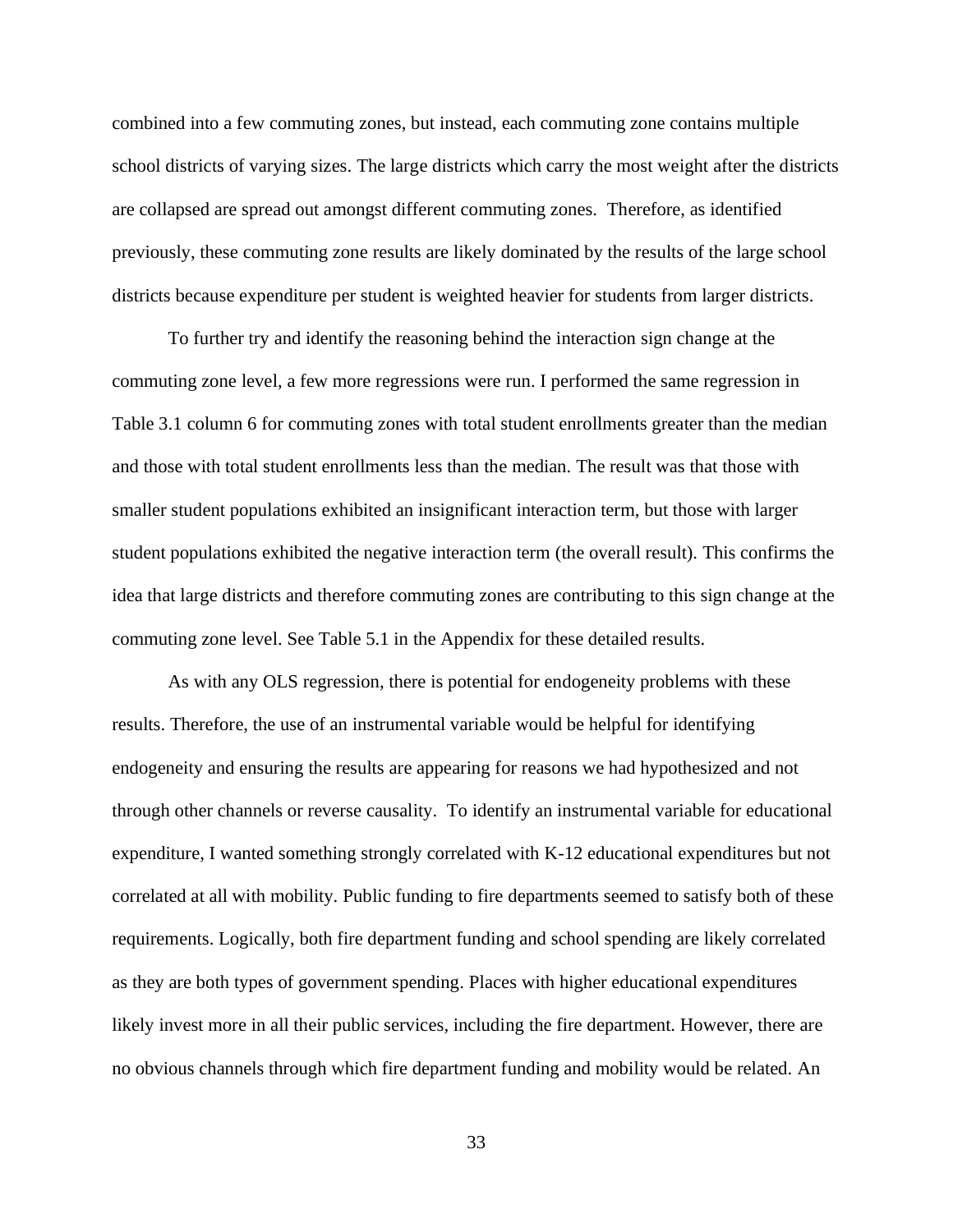combined into a few commuting zones, but instead, each commuting zone contains multiple school districts of varying sizes. The large districts which carry the most weight after the districts are collapsed are spread out amongst different commuting zones. Therefore, as identified previously, these commuting zone results are likely dominated by the results of the large school districts because expenditure per student is weighted heavier for students from larger districts.

To further try and identify the reasoning behind the interaction sign change at the commuting zone level, a few more regressions were run. I performed the same regression in Table 3.1 column 6 for commuting zones with total student enrollments greater than the median and those with total student enrollments less than the median. The result was that those with smaller student populations exhibited an insignificant interaction term, but those with larger student populations exhibited the negative interaction term (the overall result). This confirms the idea that large districts and therefore commuting zones are contributing to this sign change at the commuting zone level. See Table 5.1 in the Appendix for these detailed results.

As with any OLS regression, there is potential for endogeneity problems with these results. Therefore, the use of an instrumental variable would be helpful for identifying endogeneity and ensuring the results are appearing for reasons we had hypothesized and not through other channels or reverse causality. To identify an instrumental variable for educational expenditure, I wanted something strongly correlated with K-12 educational expenditures but not correlated at all with mobility. Public funding to fire departments seemed to satisfy both of these requirements. Logically, both fire department funding and school spending are likely correlated as they are both types of government spending. Places with higher educational expenditures likely invest more in all their public services, including the fire department. However, there are no obvious channels through which fire department funding and mobility would be related. An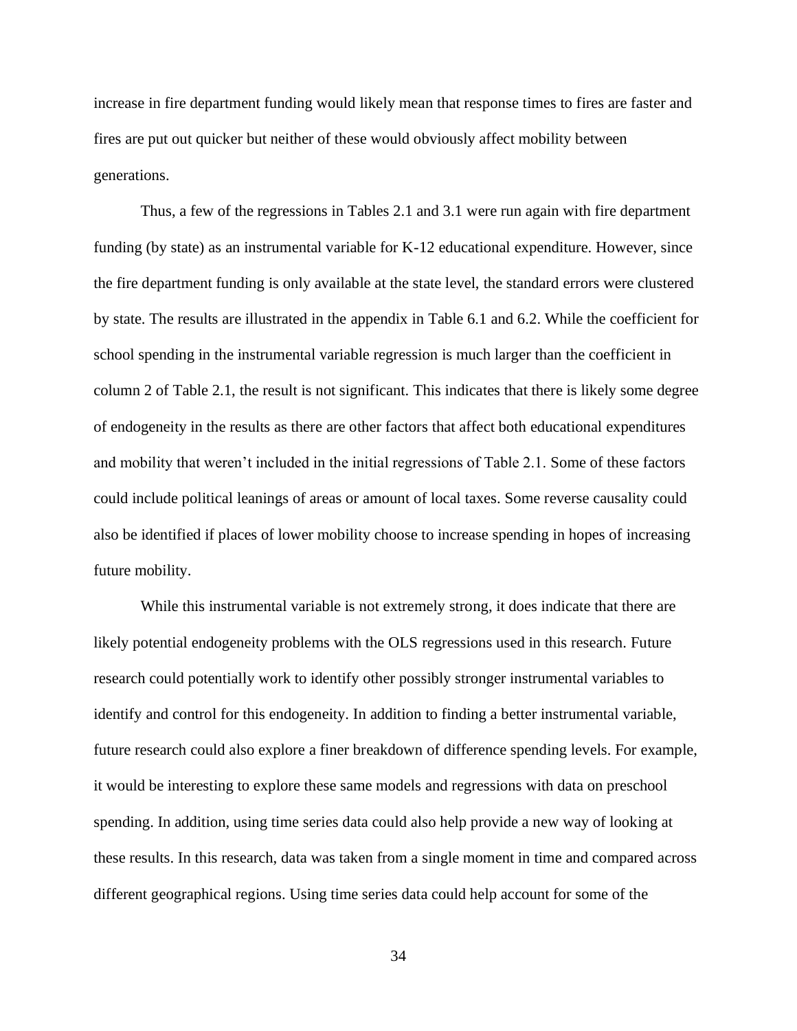increase in fire department funding would likely mean that response times to fires are faster and fires are put out quicker but neither of these would obviously affect mobility between generations.

Thus, a few of the regressions in Tables 2.1 and 3.1 were run again with fire department funding (by state) as an instrumental variable for K-12 educational expenditure. However, since the fire department funding is only available at the state level, the standard errors were clustered by state. The results are illustrated in the appendix in Table 6.1 and 6.2. While the coefficient for school spending in the instrumental variable regression is much larger than the coefficient in column 2 of Table 2.1, the result is not significant. This indicates that there is likely some degree of endogeneity in the results as there are other factors that affect both educational expenditures and mobility that weren't included in the initial regressions of Table 2.1. Some of these factors could include political leanings of areas or amount of local taxes. Some reverse causality could also be identified if places of lower mobility choose to increase spending in hopes of increasing future mobility.

While this instrumental variable is not extremely strong, it does indicate that there are likely potential endogeneity problems with the OLS regressions used in this research. Future research could potentially work to identify other possibly stronger instrumental variables to identify and control for this endogeneity. In addition to finding a better instrumental variable, future research could also explore a finer breakdown of difference spending levels. For example, it would be interesting to explore these same models and regressions with data on preschool spending. In addition, using time series data could also help provide a new way of looking at these results. In this research, data was taken from a single moment in time and compared across different geographical regions. Using time series data could help account for some of the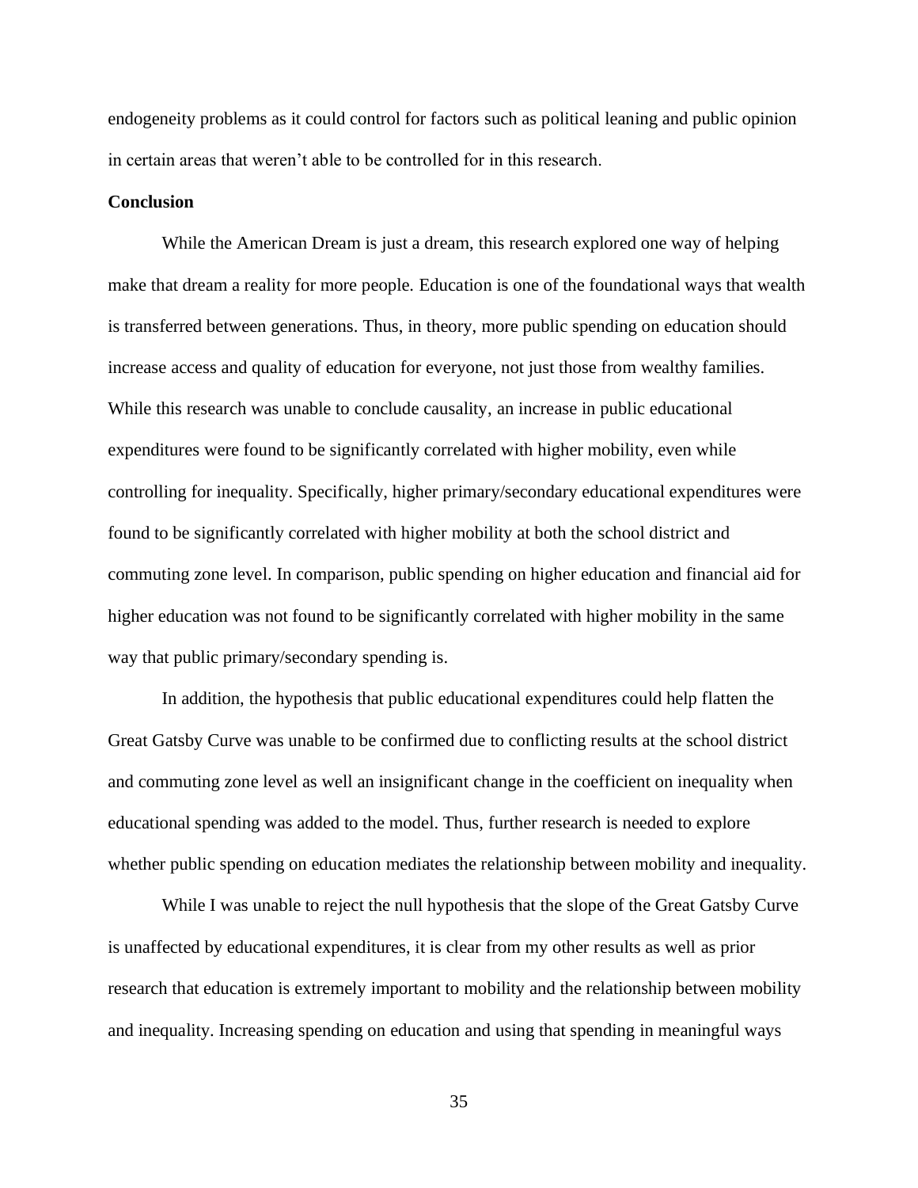endogeneity problems as it could control for factors such as political leaning and public opinion in certain areas that weren't able to be controlled for in this research.

**Conclusion**

While the American Dream is just a dream, this research explored one way of helping make that dream a reality for more people. Education is one of the foundational ways that wealth is transferred between generations. Thus, in theory, more public spending on education should increase access and quality of education for everyone, not just those from wealthy families. While this research was unable to conclude causality, an increase in public educational expenditures were found to be significantly correlated with higher mobility, even while controlling for inequality. Specifically, higher primary/secondary educational expenditures were found to be significantly correlated with higher mobility at both the school district and commuting zone level. In comparison, public spending on higher education and financial aid for higher education was not found to be significantly correlated with higher mobility in the same way that public primary/secondary spending is.

In addition, the hypothesis that public educational expenditures could help flatten the Great Gatsby Curve was unable to be confirmed due to conflicting results at the school district and commuting zone level as well an insignificant change in the coefficient on inequality when educational spending was added to the model. Thus, further research is needed to explore whether public spending on education mediates the relationship between mobility and inequality.

While I was unable to reject the null hypothesis that the slope of the Great Gatsby Curve is unaffected by educational expenditures, it is clear from my other results as well as prior research that education is extremely important to mobility and the relationship between mobility and inequality. Increasing spending on education and using that spending in meaningful ways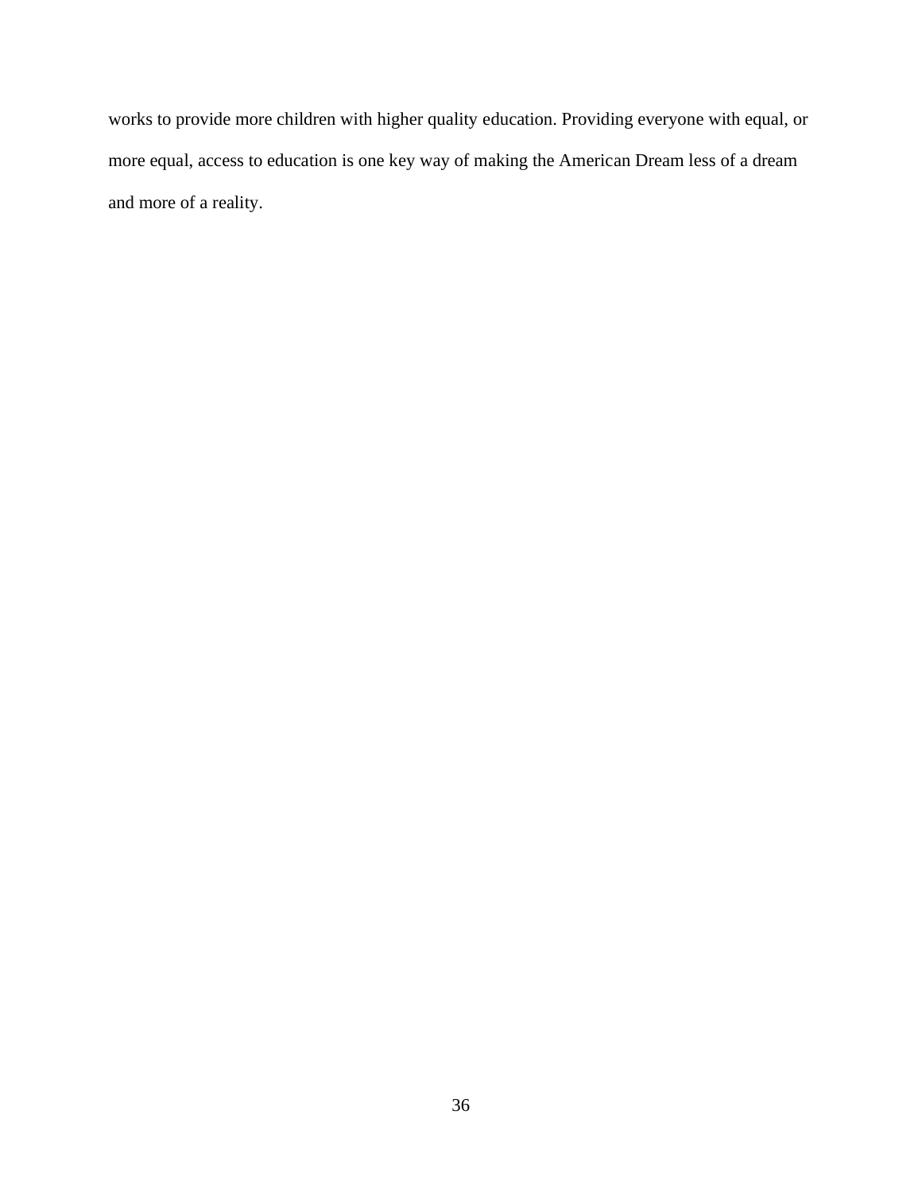works to provide more children with higher quality education. Providing everyone with equal, or more equal, access to education is one key way of making the American Dream less of a dream and more of a reality.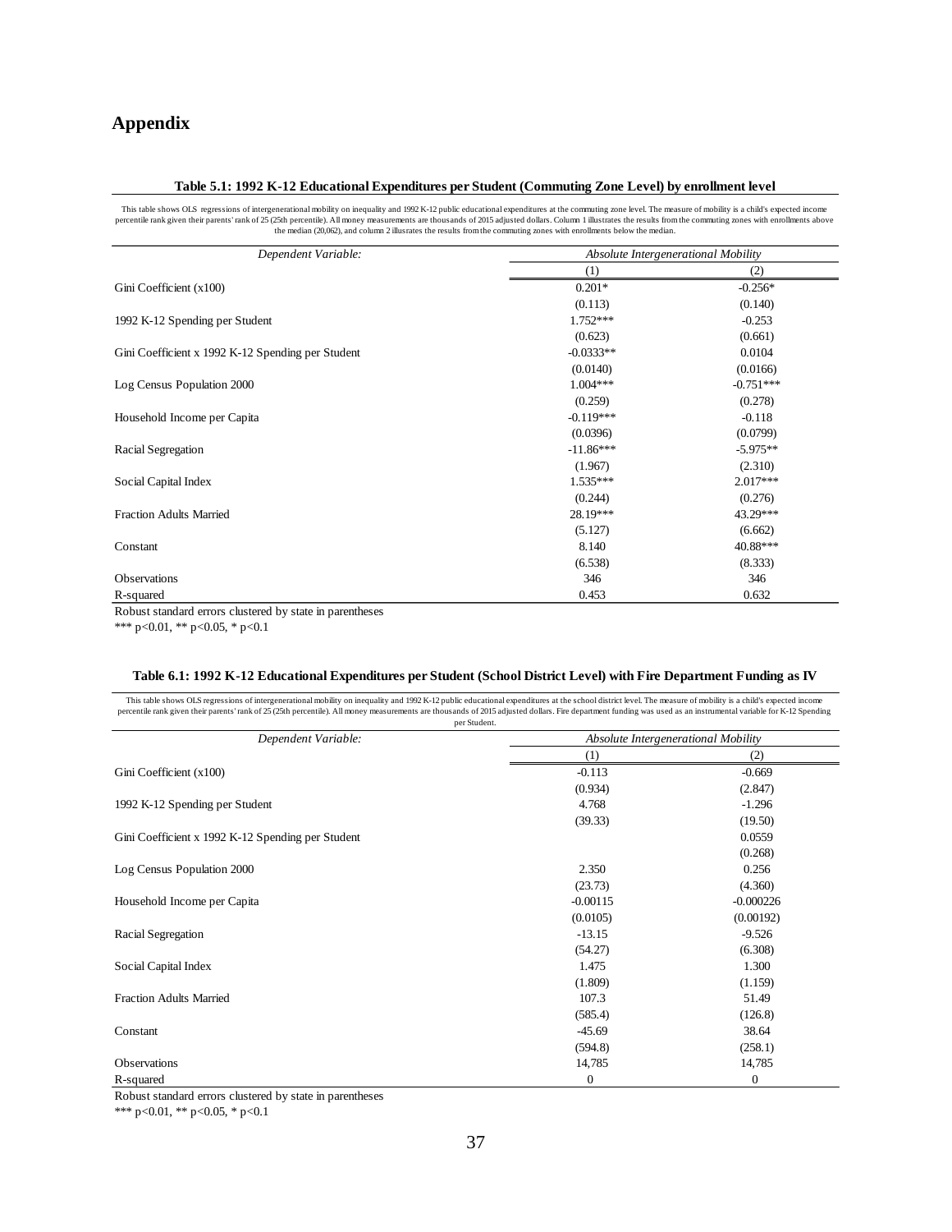# Appendix

**Table 5.1: 1992 K-12 Educational Expenditures per Student (Commuting Zone Level) by enrollment level**

This table shows OLS regressions of intergenerational mobility on inequality and 1992 K-12 public educational expenditures at the commuting zone level. The measure of mobility is a child's expected income percentile rank given their parents' rank of 25 (25th percentile). All money measurements are thousands of 2015 adjusted dollars. Column 1 illustrates the results from the commuting zones with enrollments above the median (20,062), and column 2 illusrates the results from the commuting zones with enrollments below the median.

| *Dependent Variable:* | *Absolute Intergenerational Mobility* | |
|---|---|---|
| | (1) | (2) |
| Gini Coefficient (x100) | 0.201* | -0.256* |
| | (0.113) | (0.140) |
| 1992 K-12 Spending per Student | 1.752*** | -0.253 |
| | (0.623) | (0.661) |
| Gini Coefficient x 1992 K-12 Spending per Student | -0.0333** | 0.0104 |
| | (0.0140) | (0.0166) |
| Log Census Population 2000 | 1.004*** | -0.751*** |
| | (0.259) | (0.278) |
| Household Income per Capita | -0.119*** | -0.118 |
| | (0.0396) | (0.0799) |
| Racial Segregation | -11.86*** | -5.975** |
| | (1.967) | (2.310) |
| Social Capital Index | 1.535*** | 2.017*** |
| | (0.244) | (0.276) |
| Fraction Adults Married | 28.19*** | 43.29*** |
| | (5.127) | (6.662) |
| Constant | 8.140 | 40.88*** |
| | (6.538) | (8.333) |
| Observations | 346 | 346 |
| R-squared | 0.453 | 0.632 |

Robust standard errors clustered by state in parentheses

*** p<0.01, ** p<0.05, * p<0.1

**Table 6.1: 1992 K-12 Educational Expenditures per Student (School District Level) with Fire Department Funding as IV**

This table shows OLS regressions of intergenerational mobility on inequality and 1992 K-12 public educational expenditures at the school district level. The measure of mobility is a child's expected income percentile rank given their parents' rank of 25 (25th percentile). All money measurements are thousands of 2015 adjusted dollars. Fire department funding was used as an instrumental variable for K-12 Spending per Student.

| *Dependent Variable:* | *Absolute Intergenerational Mobility* | |
|---|---|---|
| | (1) | (2) |
| Gini Coefficient (x100) | -0.113 | -0.669 |
| | (0.934) | (2.847) |
| 1992 K-12 Spending per Student | 4.768 | -1.296 |
| | (39.33) | (19.50) |
| Gini Coefficient x 1992 K-12 Spending per Student | | 0.0559 |
| | | (0.268) |
| Log Census Population 2000 | 2.350 | 0.256 |
| | (23.73) | (4.360) |
| Household Income per Capita | -0.00115 | -0.000226 |
| | (0.0105) | (0.00192) |
| Racial Segregation | -13.15 | -9.526 |
| | (54.27) | (6.308) |
| Social Capital Index | 1.475 | 1.300 |
| | (1.809) | (1.159) |
| Fraction Adults Married | 107.3 | 51.49 |
| | (585.4) | (126.8) |
| Constant | -45.69 | 38.64 |
| | (594.8) | (258.1) |
| Observations | 14,785 | 14,785 |
| R-squared | 0 | 0 |

Robust standard errors clustered by state in parentheses

*** p<0.01, ** p<0.05, * p<0.1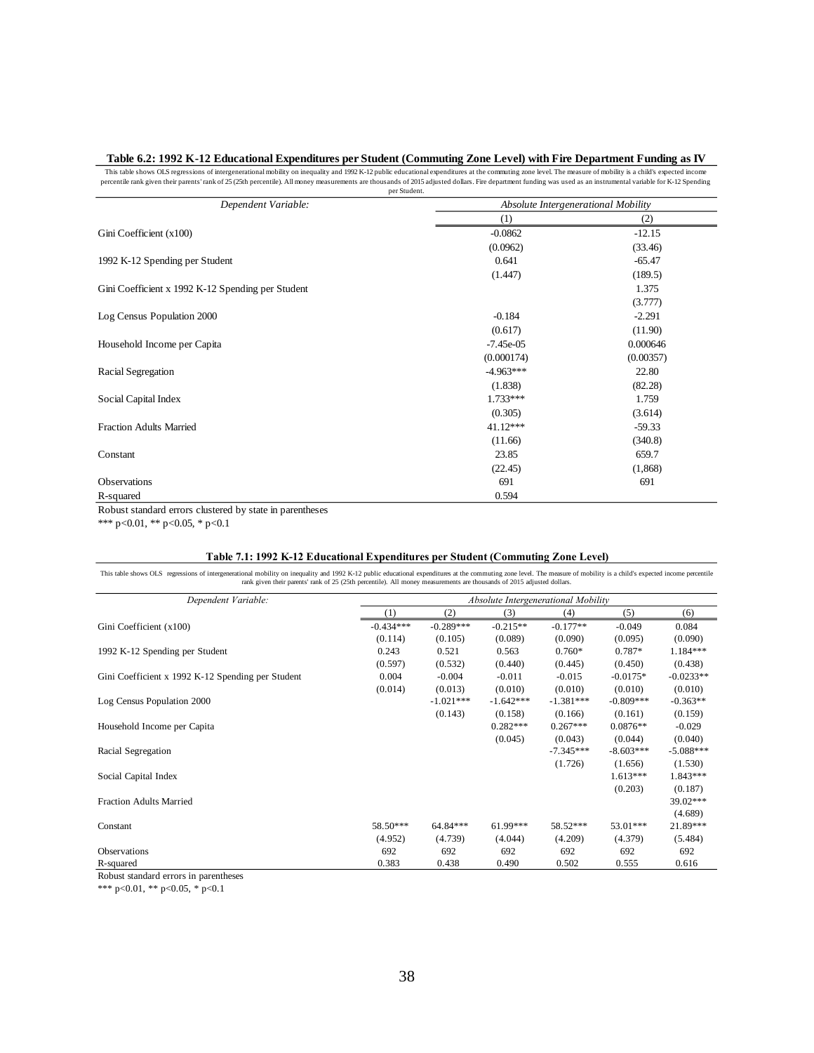**Table 6.2: 1992 K-12 Educational Expenditures per Student (Commuting Zone Level) with Fire Department Funding as IV**

This table shows OLS regressions of intergenerational mobility on inequality and 1992 K-12 public educational expenditures at the commuting zone level. The measure of mobility is a child's expected income percentile rank given their parents' rank of 25 (25th percentile). All money measurements are thousands of 2015 adjusted dollars. Fire department funding was used as an instrumental variable for K-12 Spending per Student.

| *Dependent Variable:* | *Absolute Intergenerational Mobility* | |
|---|---|---|
| | (1) | (2) |
| Gini Coefficient (x100) | -0.0862 | -12.15 |
| | (0.0962) | (33.46) |
| 1992 K-12 Spending per Student | 0.641 | -65.47 |
| | (1.447) | (189.5) |
| Gini Coefficient x 1992 K-12 Spending per Student | | 1.375 |
| | | (3.777) |
| Log Census Population 2000 | -0.184 | -2.291 |
| | (0.617) | (11.90) |
| Household Income per Capita | -7.45e-05 | 0.000646 |
| | (0.000174) | (0.00357) |
| Racial Segregation | -4.963*** | 22.80 |
| | (1.838) | (82.28) |
| Social Capital Index | 1.733*** | 1.759 |
| | (0.305) | (3.614) |
| Fraction Adults Married | 41.12*** | -59.33 |
| | (11.66) | (340.8) |
| Constant | 23.85 | 659.7 |
| | (22.45) | (1,868) |
| Observations | 691 | 691 |
| R-squared | 0.594 | |

Robust standard errors clustered by state in parentheses

*** p<0.01, ** p<0.05, * p<0.1

**Table 7.1: 1992 K-12 Educational Expenditures per Student (Commuting Zone Level)**

This table shows OLS regressions of intergenerational mobility on inequality and 1992 K-12 public educational expenditures at the commuting zone level. The measure of mobility is a child's expected income percentile rank given their parents' rank of 25 (25th percentile). All money measurements are thousands of 2015 adjusted dollars.

| *Dependent Variable:* | *Absolute Intergenerational Mobility* | | | | | |
|---|---|---|---|---|---|---|
| | (1) | (2) | (3) | (4) | (5) | (6) |
| Gini Coefficient (x100) | -0.434*** | -0.289*** | -0.215** | -0.177** | -0.049 | 0.084 |
| | (0.114) | (0.105) | (0.089) | (0.090) | (0.095) | (0.090) |
| 1992 K-12 Spending per Student | 0.243 | 0.521 | 0.563 | 0.760* | 0.787* | 1.184*** |
| | (0.597) | (0.532) | (0.440) | (0.445) | (0.450) | (0.438) |
| Gini Coefficient x 1992 K-12 Spending per Student | 0.004 | -0.004 | -0.011 | -0.015 | -0.0175* | -0.0233** |
| | (0.014) | (0.013) | (0.010) | (0.010) | (0.010) | (0.010) |
| Log Census Population 2000 | | -1.021*** | -1.642*** | -1.381*** | -0.809*** | -0.363** |
| | | (0.143) | (0.158) | (0.166) | (0.161) | (0.159) |
| Household Income per Capita | | | 0.282*** | 0.267*** | 0.0876** | -0.029 |
| | | | (0.045) | (0.043) | (0.044) | (0.040) |
| Racial Segregation | | | | -7.345*** | -8.603*** | -5.088*** |
| | | | | (1.726) | (1.656) | (1.530) |
| Social Capital Index | | | | | 1.613*** | 1.843*** |
| | | | | | (0.203) | (0.187) |
| Fraction Adults Married | | | | | | 39.02*** |
| | | | | | | (4.689) |
| Constant | 58.50*** | 64.84*** | 61.99*** | 58.52*** | 53.01*** | 21.89*** |
| | (4.952) | (4.739) | (4.044) | (4.209) | (4.379) | (5.484) |
| Observations | 692 | 692 | 692 | 692 | 692 | 692 |
| R-squared | 0.383 | 0.438 | 0.490 | 0.502 | 0.555 | 0.616 |

Robust standard errors in parentheses

*** p<0.01, ** p<0.05, * p<0.1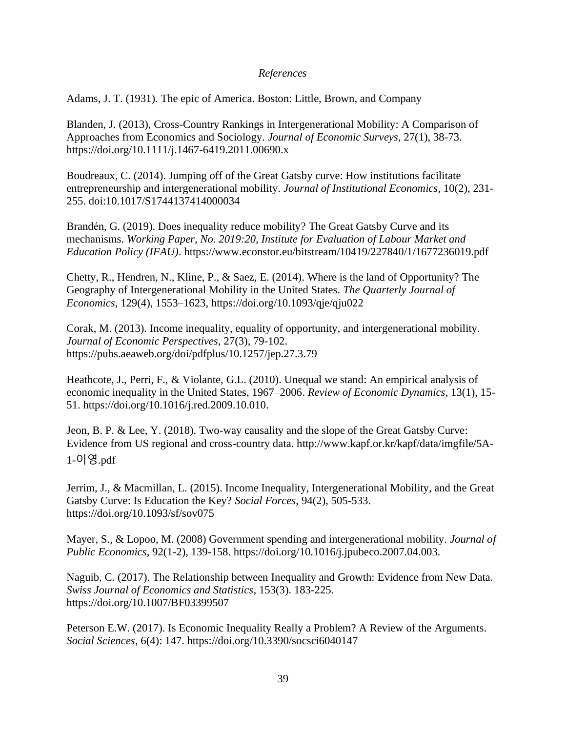*References*

Adams, J. T. (1931). The epic of America. Boston: Little, Brown, and Company

Blanden, J. (2013), Cross-Country Rankings in Intergenerational Mobility: A Comparison of Approaches from Economics and Sociology. *Journal of Economic Surveys*, 27(1), 38-73. https://doi.org/10.1111/j.1467-6419.2011.00690.x

Boudreaux, C. (2014). Jumping off of the Great Gatsby curve: How institutions facilitate entrepreneurship and intergenerational mobility. *Journal of Institutional Economics*, 10(2), 231-255. doi:10.1017/S1744137414000034

Brandén, G. (2019). Does inequality reduce mobility? The Great Gatsby Curve and its mechanisms. *Working Paper, No. 2019:20, Institute for Evaluation of Labour Market and Education Policy (IFAU)*. https://www.econstor.eu/bitstream/10419/227840/1/1677236019.pdf

Chetty, R., Hendren, N., Kline, P., & Saez, E. (2014). Where is the land of Opportunity? The Geography of Intergenerational Mobility in the United States. *The Quarterly Journal of Economics*, 129(4), 1553–1623, https://doi.org/10.1093/qje/qju022

Corak, M. (2013). Income inequality, equality of opportunity, and intergenerational mobility. *Journal of Economic Perspectives*, 27(3), 79-102. https://pubs.aeaweb.org/doi/pdfplus/10.1257/jep.27.3.79

Heathcote, J., Perri, F., & Violante, G.L. (2010). Unequal we stand: An empirical analysis of economic inequality in the United States, 1967–2006. *Review of Economic Dynamics*, 13(1), 15-51. https://doi.org/10.1016/j.red.2009.10.010.

Jeon, B. P. & Lee, Y. (2018). Two-way causality and the slope of the Great Gatsby Curve: Evidence from US regional and cross-country data. http://www.kapf.or.kr/kapf/data/imgfile/5A-1-이영.pdf

Jerrim, J., & Macmillan, L. (2015). Income Inequality, Intergenerational Mobility, and the Great Gatsby Curve: Is Education the Key? *Social Forces*, 94(2), 505-533. https://doi.org/10.1093/sf/sov075

Mayer, S., & Lopoo, M. (2008) Government spending and intergenerational mobility. *Journal of Public Economics*, 92(1-2), 139-158. https://doi.org/10.1016/j.jpubeco.2007.04.003.

Naguib, C. (2017). The Relationship between Inequality and Growth: Evidence from New Data. *Swiss Journal of Economics and Statistics*, 153(3). 183-225. https://doi.org/10.1007/BF03399507

Peterson E.W. (2017). Is Economic Inequality Really a Problem? A Review of the Arguments. *Social Sciences*, 6(4): 147. https://doi.org/10.3390/socsci6040147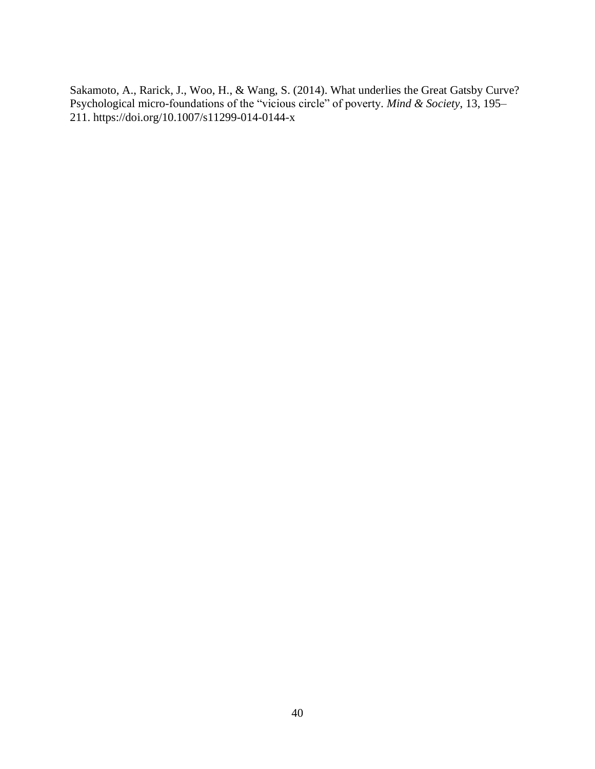Sakamoto, A., Rarick, J., Woo, H., & Wang, S. (2014). What underlies the Great Gatsby Curve? Psychological micro-foundations of the "vicious circle" of poverty. *Mind & Society*, 13, 195–211. https://doi.org/10.1007/s11299-014-0144-x